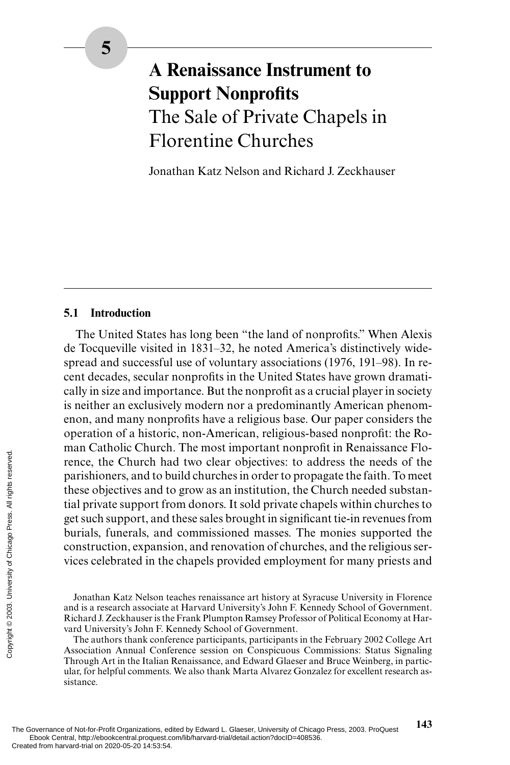# 5 A Renaissance Instrument to Support Nonprofits
## The Sale of Private Chapels in Florentine Churches

Jonathan Katz Nelson and Richard J. Zeckhauser

### 5.1 Introduction

The United States has long been "the land of nonprofits." When Alexis de Tocqueville visited in 1831–32, he noted America's distinctively widespread and successful use of voluntary associations (1976, 191–98). In recent decades, secular nonprofits in the United States have grown dramatically in size and importance. But the nonprofit as a crucial player in society is neither an exclusively modern nor a predominantly American phenomenon, and many nonprofits have a religious base. Our paper considers the operation of a historic, non-American, religious-based nonprofit: the Roman Catholic Church. The most important nonprofit in Renaissance Florence, the Church had two clear objectives: to address the needs of the parishioners, and to build churches in order to propagate the faith. To meet these objectives and to grow as an institution, the Church needed substantial private support from donors. It sold private chapels within churches to get such support, and these sales brought in significant tie-in revenues from burials, funerals, and commissioned masses. The monies supported the construction, expansion, and renovation of churches, and the religious services celebrated in the chapels provided employment for many priests and

Jonathan Katz Nelson teaches renaissance art history at Syracuse University in Florence and is a research associate at Harvard University's John F. Kennedy School of Government. Richard J. Zeckhauser is the Frank Plumpton Ramsey Professor of Political Economy at Harvard University's John F. Kennedy School of Government.

The authors thank conference participants, participants in the February 2002 College Art Association Annual Conference session on Conspicuous Commissions: Status Signaling Through Art in the Italian Renaissance, and Edward Glaeser and Bruce Weinberg, in particular, for helpful comments. We also thank Marta Alvarez Gonzalez for excellent research assistance.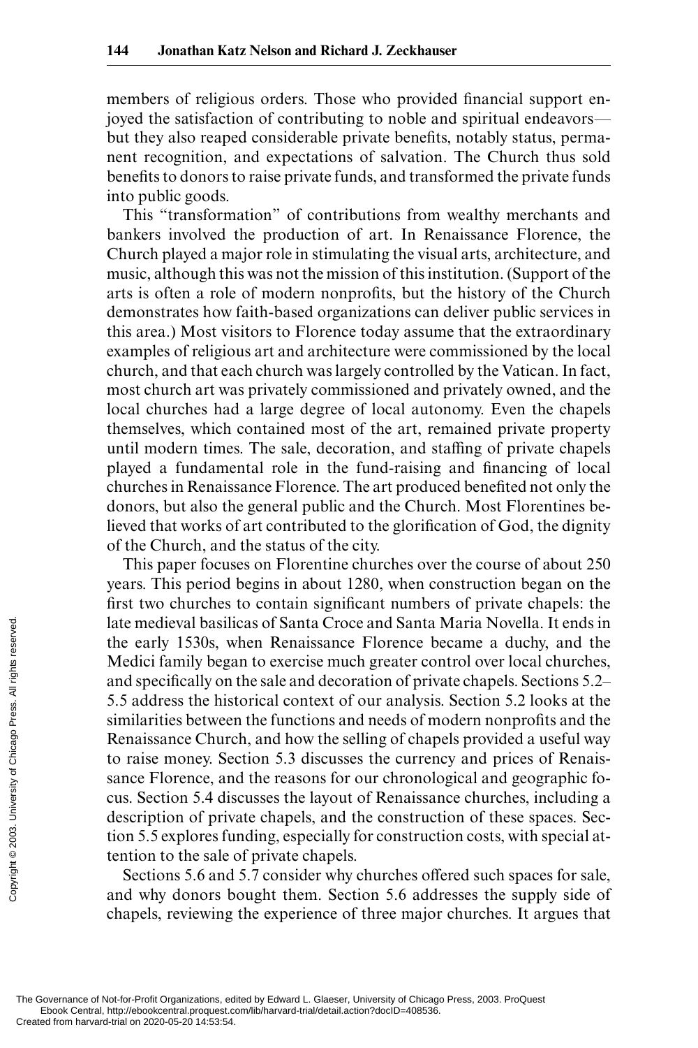members of religious orders. Those who provided financial support enjoyed the satisfaction of contributing to noble and spiritual endeavors—but they also reaped considerable private benefits, notably status, permanent recognition, and expectations of salvation. The Church thus sold benefits to donors to raise private funds, and transformed the private funds into public goods.

This "transformation" of contributions from wealthy merchants and bankers involved the production of art. In Renaissance Florence, the Church played a major role in stimulating the visual arts, architecture, and music, although this was not the mission of this institution. (Support of the arts is often a role of modern nonprofits, but the history of the Church demonstrates how faith-based organizations can deliver public services in this area.) Most visitors to Florence today assume that the extraordinary examples of religious art and architecture were commissioned by the local church, and that each church was largely controlled by the Vatican. In fact, most church art was privately commissioned and privately owned, and the local churches had a large degree of local autonomy. Even the chapels themselves, which contained most of the art, remained private property until modern times. The sale, decoration, and staffing of private chapels played a fundamental role in the fund-raising and financing of local churches in Renaissance Florence. The art produced benefited not only the donors, but also the general public and the Church. Most Florentines believed that works of art contributed to the glorification of God, the dignity of the Church, and the status of the city.

This paper focuses on Florentine churches over the course of about 250 years. This period begins in about 1280, when construction began on the first two churches to contain significant numbers of private chapels: the late medieval basilicas of Santa Croce and Santa Maria Novella. It ends in the early 1530s, when Renaissance Florence became a duchy, and the Medici family began to exercise much greater control over local churches, and specifically on the sale and decoration of private chapels. Sections 5.2–5.5 address the historical context of our analysis. Section 5.2 looks at the similarities between the functions and needs of modern nonprofits and the Renaissance Church, and how the selling of chapels provided a useful way to raise money. Section 5.3 discusses the currency and prices of Renaissance Florence, and the reasons for our chronological and geographic focus. Section 5.4 discusses the layout of Renaissance churches, including a description of private chapels, and the construction of these spaces. Section 5.5 explores funding, especially for construction costs, with special attention to the sale of private chapels.

Sections 5.6 and 5.7 consider why churches offered such spaces for sale, and why donors bought them. Section 5.6 addresses the supply side of chapels, reviewing the experience of three major churches. It argues that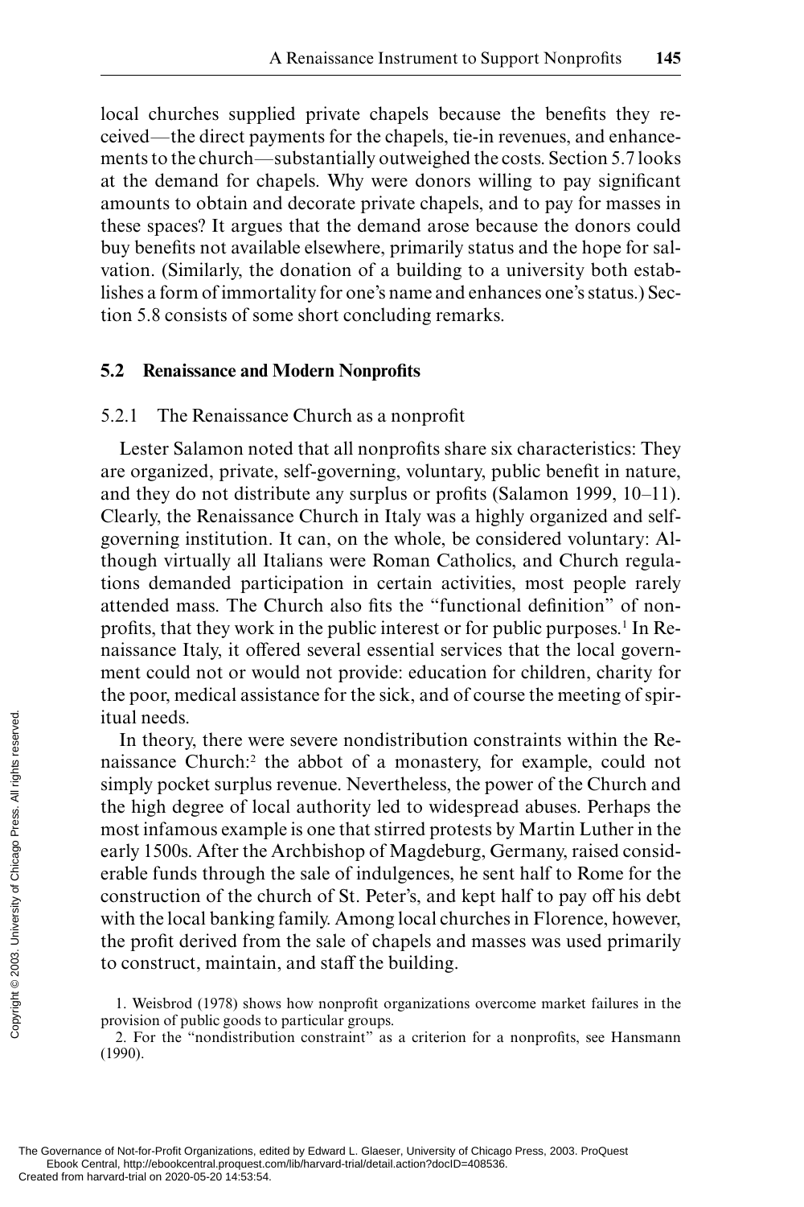local churches supplied private chapels because the benefits they received—the direct payments for the chapels, tie-in revenues, and enhancements to the church—substantially outweighed the costs. Section 5.7 looks at the demand for chapels. Why were donors willing to pay significant amounts to obtain and decorate private chapels, and to pay for masses in these spaces? It argues that the demand arose because the donors could buy benefits not available elsewhere, primarily status and the hope for salvation. (Similarly, the donation of a building to a university both establishes a form of immortality for one's name and enhances one's status.) Section 5.8 consists of some short concluding remarks.

## 5.2 Renaissance and Modern Nonprofits

### 5.2.1 The Renaissance Church as a nonprofit

Lester Salamon noted that all nonprofits share six characteristics: They are organized, private, self-governing, voluntary, public benefit in nature, and they do not distribute any surplus or profits (Salamon 1999, 10–11). Clearly, the Renaissance Church in Italy was a highly organized and self-governing institution. It can, on the whole, be considered voluntary: Although virtually all Italians were Roman Catholics, and Church regulations demanded participation in certain activities, most people rarely attended mass. The Church also fits the "functional definition" of nonprofits, that they work in the public interest or for public purposes.[1] In Renaissance Italy, it offered several essential services that the local government could not or would not provide: education for children, charity for the poor, medical assistance for the sick, and of course the meeting of spiritual needs.

In theory, there were severe nondistribution constraints within the Renaissance Church:[2] the abbot of a monastery, for example, could not simply pocket surplus revenue. Nevertheless, the power of the Church and the high degree of local authority led to widespread abuses. Perhaps the most infamous example is one that stirred protests by Martin Luther in the early 1500s. After the Archbishop of Magdeburg, Germany, raised considerable funds through the sale of indulgences, he sent half to Rome for the construction of the church of St. Peter's, and kept half to pay off his debt with the local banking family. Among local churches in Florence, however, the profit derived from the sale of chapels and masses was used primarily to construct, maintain, and staff the building.

1. Weisbrod (1978) shows how nonprofit organizations overcome market failures in the provision of public goods to particular groups.

2. For the "nondistribution constraint" as a criterion for a nonprofits, see Hansmann (1990).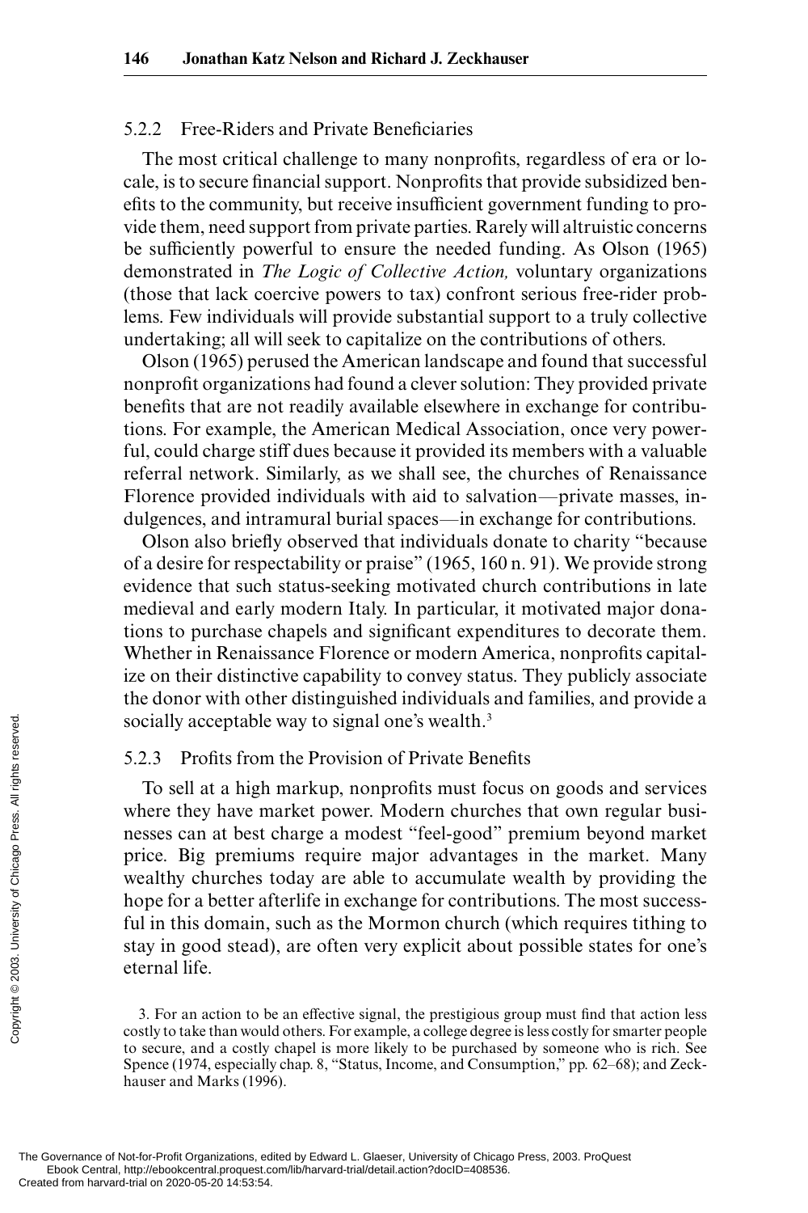### 5.2.2 Free-Riders and Private Beneficiaries

The most critical challenge to many nonprofits, regardless of era or locale, is to secure financial support. Nonprofits that provide subsidized benefits to the community, but receive insufficient government funding to provide them, need support from private parties. Rarely will altruistic concerns be sufficiently powerful to ensure the needed funding. As Olson (1965) demonstrated in *The Logic of Collective Action,* voluntary organizations (those that lack coercive powers to tax) confront serious free-rider problems. Few individuals will provide substantial support to a truly collective undertaking; all will seek to capitalize on the contributions of others.

Olson (1965) perused the American landscape and found that successful nonprofit organizations had found a clever solution: They provided private benefits that are not readily available elsewhere in exchange for contributions. For example, the American Medical Association, once very powerful, could charge stiff dues because it provided its members with a valuable referral network. Similarly, as we shall see, the churches of Renaissance Florence provided individuals with aid to salvation—private masses, indulgences, and intramural burial spaces—in exchange for contributions.

Olson also briefly observed that individuals donate to charity "because of a desire for respectability or praise" (1965, 160 n. 91). We provide strong evidence that such status-seeking motivated church contributions in late medieval and early modern Italy. In particular, it motivated major donations to purchase chapels and significant expenditures to decorate them. Whether in Renaissance Florence or modern America, nonprofits capitalize on their distinctive capability to convey status. They publicly associate the donor with other distinguished individuals and families, and provide a socially acceptable way to signal one's wealth.[3]

### 5.2.3 Profits from the Provision of Private Benefits

To sell at a high markup, nonprofits must focus on goods and services where they have market power. Modern churches that own regular businesses can at best charge a modest "feel-good" premium beyond market price. Big premiums require major advantages in the market. Many wealthy churches today are able to accumulate wealth by providing the hope for a better afterlife in exchange for contributions. The most successful in this domain, such as the Mormon church (which requires tithing to stay in good stead), are often very explicit about possible states for one's eternal life.

3. For an action to be an effective signal, the prestigious group must find that action less costly to take than would others. For example, a college degree is less costly for smarter people to secure, and a costly chapel is more likely to be purchased by someone who is rich. See Spence (1974, especially chap. 8, "Status, Income, and Consumption," pp. 62–68); and Zeckhauser and Marks (1996).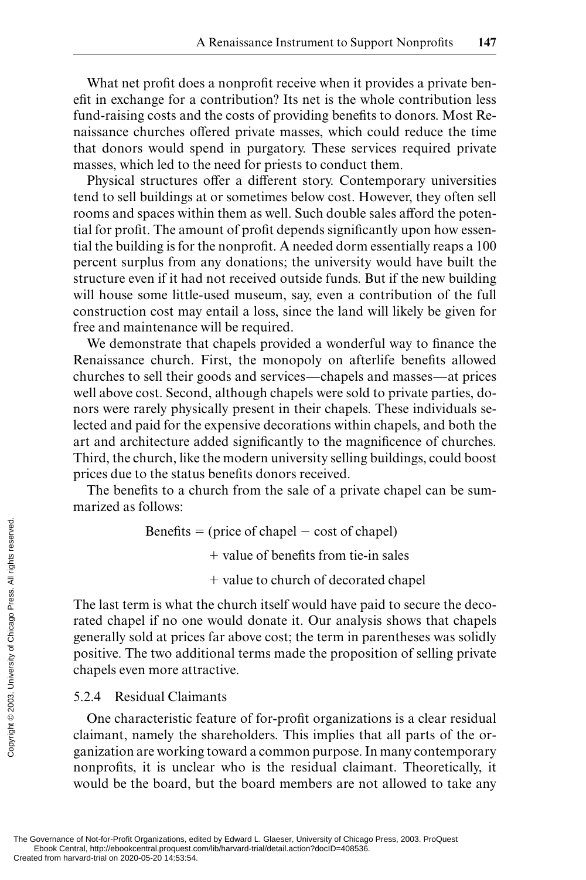What net profit does a nonprofit receive when it provides a private benefit in exchange for a contribution? Its net is the whole contribution less fund-raising costs and the costs of providing benefits to donors. Most Renaissance churches offered private masses, which could reduce the time that donors would spend in purgatory. These services required private masses, which led to the need for priests to conduct them.

Physical structures offer a different story. Contemporary universities tend to sell buildings at or sometimes below cost. However, they often sell rooms and spaces within them as well. Such double sales afford the potential for profit. The amount of profit depends significantly upon how essential the building is for the nonprofit. A needed dorm essentially reaps a 100 percent surplus from any donations; the university would have built the structure even if it had not received outside funds. But if the new building will house some little-used museum, say, even a contribution of the full construction cost may entail a loss, since the land will likely be given for free and maintenance will be required.

We demonstrate that chapels provided a wonderful way to finance the Renaissance church. First, the monopoly on afterlife benefits allowed churches to sell their goods and services—chapels and masses—at prices well above cost. Second, although chapels were sold to private parties, donors were rarely physically present in their chapels. These individuals selected and paid for the expensive decorations within chapels, and both the art and architecture added significantly to the magnificence of churches. Third, the church, like the modern university selling buildings, could boost prices due to the status benefits donors received.

The benefits to a church from the sale of a private chapel can be summarized as follows:

$$\begin{aligned}\text{Benefits} &= (\text{price of chapel} - \text{cost of chapel}) \\ &\quad + \text{value of benefits from tie-in sales} \\ &\quad + \text{value to church of decorated chapel}\end{aligned}$$

The last term is what the church itself would have paid to secure the decorated chapel if no one would donate it. Our analysis shows that chapels generally sold at prices far above cost; the term in parentheses was solidly positive. The two additional terms made the proposition of selling private chapels even more attractive.

### 5.2.4 Residual Claimants

One characteristic feature of for-profit organizations is a clear residual claimant, namely the shareholders. This implies that all parts of the organization are working toward a common purpose. In many contemporary nonprofits, it is unclear who is the residual claimant. Theoretically, it would be the board, but the board members are not allowed to take any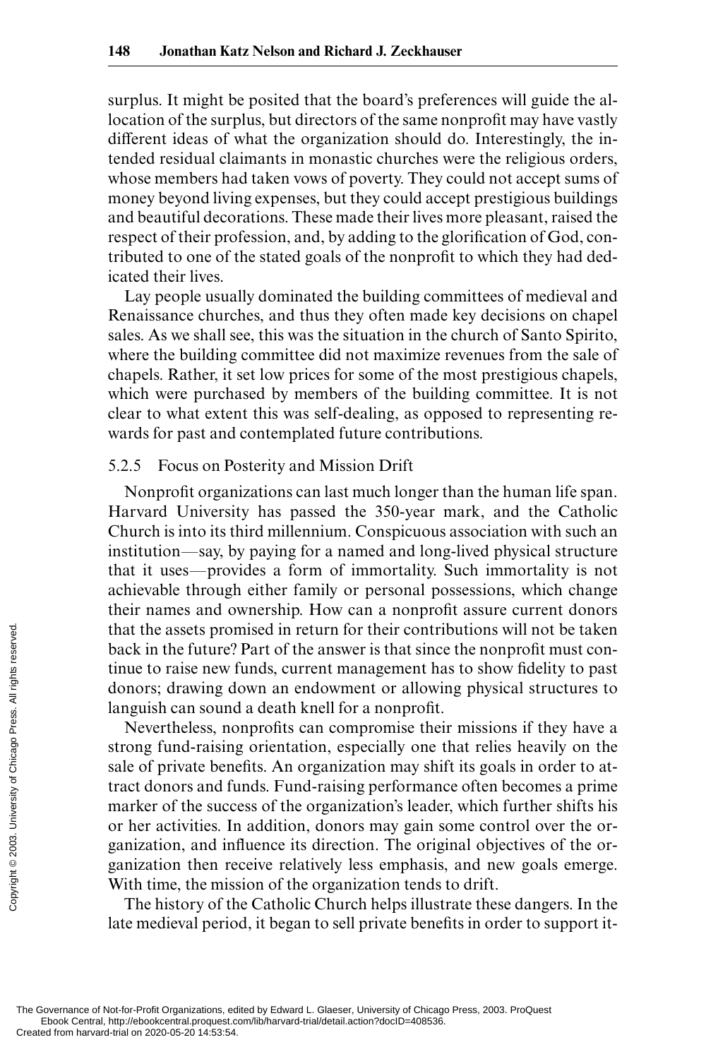surplus. It might be posited that the board's preferences will guide the allocation of the surplus, but directors of the same nonprofit may have vastly different ideas of what the organization should do. Interestingly, the intended residual claimants in monastic churches were the religious orders, whose members had taken vows of poverty. They could not accept sums of money beyond living expenses, but they could accept prestigious buildings and beautiful decorations. These made their lives more pleasant, raised the respect of their profession, and, by adding to the glorification of God, contributed to one of the stated goals of the nonprofit to which they had dedicated their lives.

Lay people usually dominated the building committees of medieval and Renaissance churches, and thus they often made key decisions on chapel sales. As we shall see, this was the situation in the church of Santo Spirito, where the building committee did not maximize revenues from the sale of chapels. Rather, it set low prices for some of the most prestigious chapels, which were purchased by members of the building committee. It is not clear to what extent this was self-dealing, as opposed to representing rewards for past and contemplated future contributions.

### 5.2.5 Focus on Posterity and Mission Drift

Nonprofit organizations can last much longer than the human life span. Harvard University has passed the 350-year mark, and the Catholic Church is into its third millennium. Conspicuous association with such an institution—say, by paying for a named and long-lived physical structure that it uses—provides a form of immortality. Such immortality is not achievable through either family or personal possessions, which change their names and ownership. How can a nonprofit assure current donors that the assets promised in return for their contributions will not be taken back in the future? Part of the answer is that since the nonprofit must continue to raise new funds, current management has to show fidelity to past donors; drawing down an endowment or allowing physical structures to languish can sound a death knell for a nonprofit.

Nevertheless, nonprofits can compromise their missions if they have a strong fund-raising orientation, especially one that relies heavily on the sale of private benefits. An organization may shift its goals in order to attract donors and funds. Fund-raising performance often becomes a prime marker of the success of the organization's leader, which further shifts his or her activities. In addition, donors may gain some control over the organization, and influence its direction. The original objectives of the organization then receive relatively less emphasis, and new goals emerge. With time, the mission of the organization tends to drift.

The history of the Catholic Church helps illustrate these dangers. In the late medieval period, it began to sell private benefits in order to support it-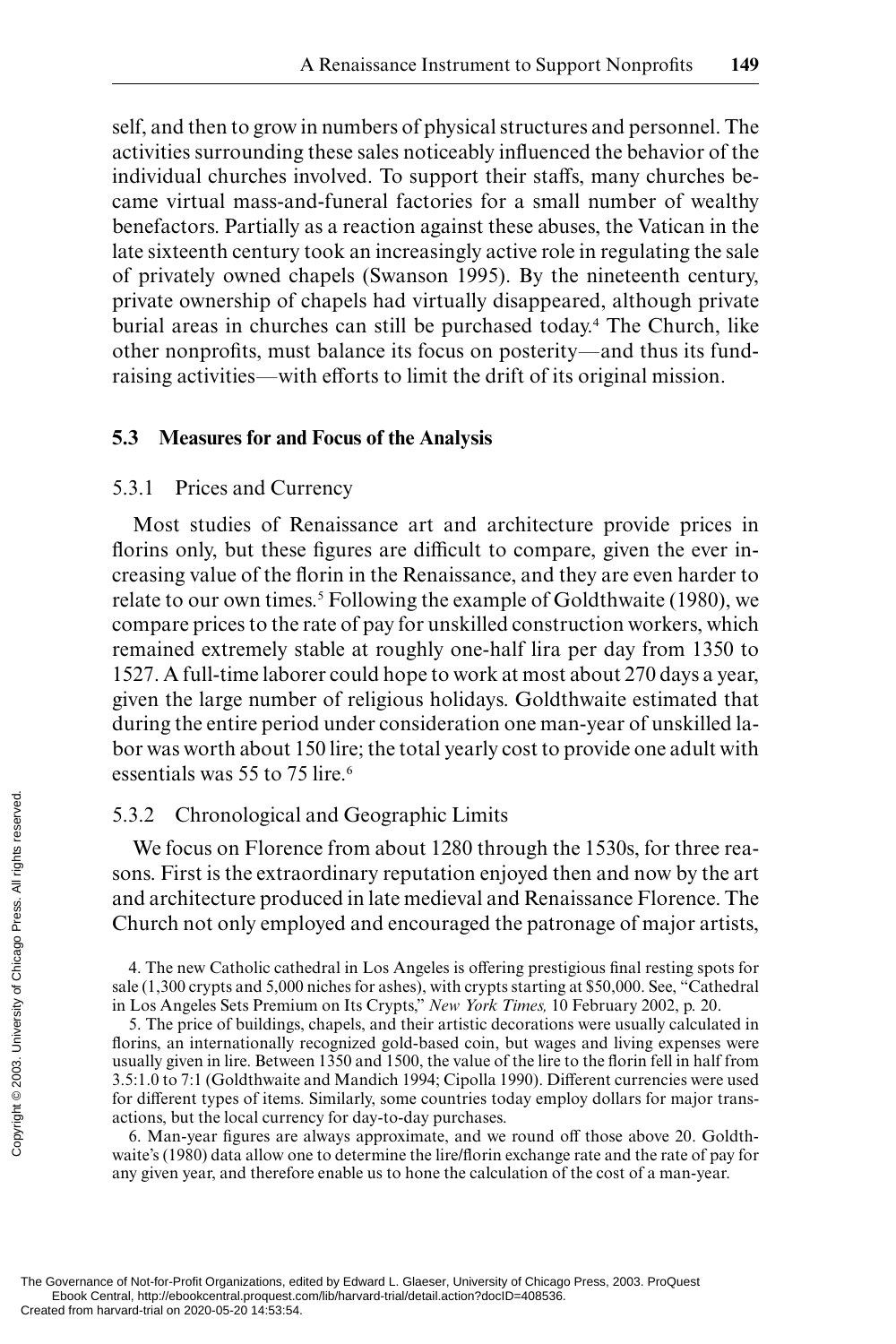self, and then to grow in numbers of physical structures and personnel. The activities surrounding these sales noticeably influenced the behavior of the individual churches involved. To support their staffs, many churches became virtual mass-and-funeral factories for a small number of wealthy benefactors. Partially as a reaction against these abuses, the Vatican in the late sixteenth century took an increasingly active role in regulating the sale of privately owned chapels (Swanson 1995). By the nineteenth century, private ownership of chapels had virtually disappeared, although private burial areas in churches can still be purchased today.[4] The Church, like other nonprofits, must balance its focus on posterity—and thus its fundraising activities—with efforts to limit the drift of its original mission.

## 5.3 Measures for and Focus of the Analysis

### 5.3.1 Prices and Currency

Most studies of Renaissance art and architecture provide prices in florins only, but these figures are difficult to compare, given the ever increasing value of the florin in the Renaissance, and they are even harder to relate to our own times.[5] Following the example of Goldthwaite (1980), we compare prices to the rate of pay for unskilled construction workers, which remained extremely stable at roughly one-half lira per day from 1350 to 1527. A full-time laborer could hope to work at most about 270 days a year, given the large number of religious holidays. Goldthwaite estimated that during the entire period under consideration one man-year of unskilled labor was worth about 150 lire; the total yearly cost to provide one adult with essentials was 55 to 75 lire.[6]

### 5.3.2 Chronological and Geographic Limits

We focus on Florence from about 1280 through the 1530s, for three reasons. First is the extraordinary reputation enjoyed then and now by the art and architecture produced in late medieval and Renaissance Florence. The Church not only employed and encouraged the patronage of major artists,

4. The new Catholic cathedral in Los Angeles is offering prestigious final resting spots for sale (1,300 crypts and 5,000 niches for ashes), with crypts starting at $50,000. See, "Cathedral in Los Angeles Sets Premium on Its Crypts," *New York Times,* 10 February 2002, p. 20.

5. The price of buildings, chapels, and their artistic decorations were usually calculated in florins, an internationally recognized gold-based coin, but wages and living expenses were usually given in lire. Between 1350 and 1500, the value of the lire to the florin fell in half from 3.5:1.0 to 7:1 (Goldthwaite and Mandich 1994; Cipolla 1990). Different currencies were used for different types of items. Similarly, some countries today employ dollars for major transactions, but the local currency for day-to-day purchases.

6. Man-year figures are always approximate, and we round off those above 20. Goldthwaite's (1980) data allow one to determine the lire/florin exchange rate and the rate of pay for any given year, and therefore enable us to hone the calculation of the cost of a man-year.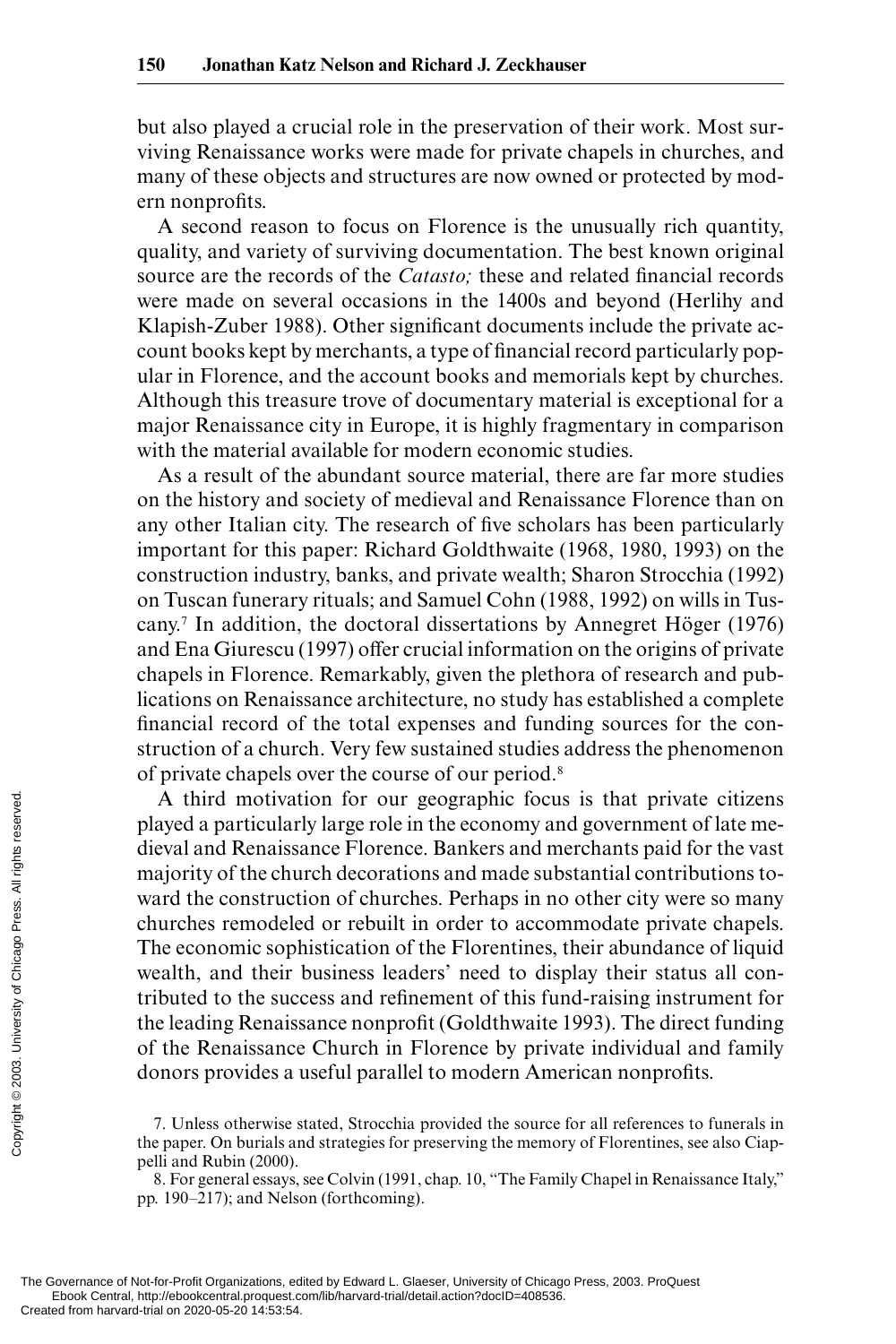but also played a crucial role in the preservation of their work. Most surviving Renaissance works were made for private chapels in churches, and many of these objects and structures are now owned or protected by modern nonprofits.

A second reason to focus on Florence is the unusually rich quantity, quality, and variety of surviving documentation. The best known original source are the records of the *Catasto;* these and related financial records were made on several occasions in the 1400s and beyond (Herlihy and Klapish-Zuber 1988). Other significant documents include the private account books kept by merchants, a type of financial record particularly popular in Florence, and the account books and memorials kept by churches. Although this treasure trove of documentary material is exceptional for a major Renaissance city in Europe, it is highly fragmentary in comparison with the material available for modern economic studies.

As a result of the abundant source material, there are far more studies on the history and society of medieval and Renaissance Florence than on any other Italian city. The research of five scholars has been particularly important for this paper: Richard Goldthwaite (1968, 1980, 1993) on the construction industry, banks, and private wealth; Sharon Strocchia (1992) on Tuscan funerary rituals; and Samuel Cohn (1988, 1992) on wills in Tuscany.[7] In addition, the doctoral dissertations by Annegret Höger (1976) and Ena Giurescu (1997) offer crucial information on the origins of private chapels in Florence. Remarkably, given the plethora of research and publications on Renaissance architecture, no study has established a complete financial record of the total expenses and funding sources for the construction of a church. Very few sustained studies address the phenomenon of private chapels over the course of our period.[8]

A third motivation for our geographic focus is that private citizens played a particularly large role in the economy and government of late medieval and Renaissance Florence. Bankers and merchants paid for the vast majority of the church decorations and made substantial contributions toward the construction of churches. Perhaps in no other city were so many churches remodeled or rebuilt in order to accommodate private chapels. The economic sophistication of the Florentines, their abundance of liquid wealth, and their business leaders' need to display their status all contributed to the success and refinement of this fund-raising instrument for the leading Renaissance nonprofit (Goldthwaite 1993). The direct funding of the Renaissance Church in Florence by private individual and family donors provides a useful parallel to modern American nonprofits.

7. Unless otherwise stated, Strocchia provided the source for all references to funerals in the paper. On burials and strategies for preserving the memory of Florentines, see also Ciappelli and Rubin (2000).

8. For general essays, see Colvin (1991, chap. 10, "The Family Chapel in Renaissance Italy," pp. 190–217); and Nelson (forthcoming).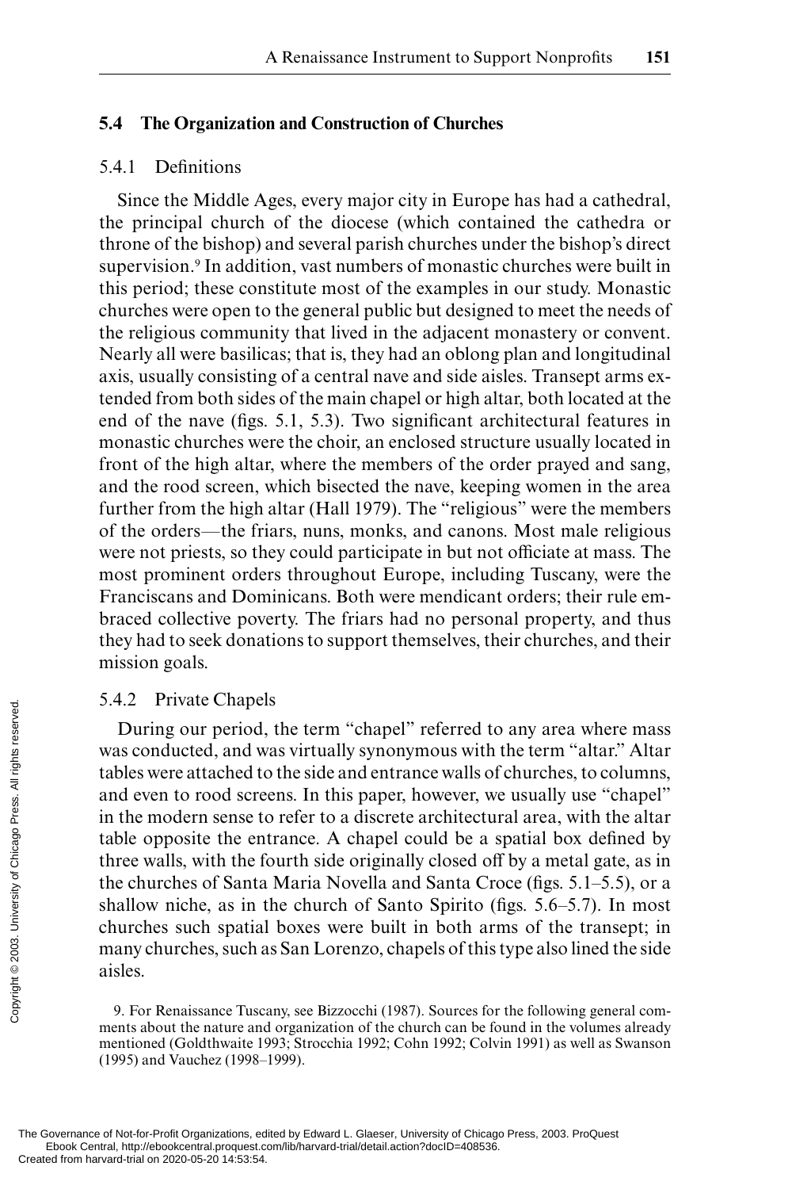## 5.4 The Organization and Construction of Churches

### 5.4.1 Definitions

Since the Middle Ages, every major city in Europe has had a cathedral, the principal church of the diocese (which contained the cathedra or throne of the bishop) and several parish churches under the bishop's direct supervision.[9] In addition, vast numbers of monastic churches were built in this period; these constitute most of the examples in our study. Monastic churches were open to the general public but designed to meet the needs of the religious community that lived in the adjacent monastery or convent. Nearly all were basilicas; that is, they had an oblong plan and longitudinal axis, usually consisting of a central nave and side aisles. Transept arms extended from both sides of the main chapel or high altar, both located at the end of the nave (figs. 5.1, 5.3). Two significant architectural features in monastic churches were the choir, an enclosed structure usually located in front of the high altar, where the members of the order prayed and sang, and the rood screen, which bisected the nave, keeping women in the area further from the high altar (Hall 1979). The "religious" were the members of the orders—the friars, nuns, monks, and canons. Most male religious were not priests, so they could participate in but not officiate at mass. The most prominent orders throughout Europe, including Tuscany, were the Franciscans and Dominicans. Both were mendicant orders; their rule embraced collective poverty. The friars had no personal property, and thus they had to seek donations to support themselves, their churches, and their mission goals.

### 5.4.2 Private Chapels

During our period, the term "chapel" referred to any area where mass was conducted, and was virtually synonymous with the term "altar." Altar tables were attached to the side and entrance walls of churches, to columns, and even to rood screens. In this paper, however, we usually use "chapel" in the modern sense to refer to a discrete architectural area, with the altar table opposite the entrance. A chapel could be a spatial box defined by three walls, with the fourth side originally closed off by a metal gate, as in the churches of Santa Maria Novella and Santa Croce (figs. 5.1–5.5), or a shallow niche, as in the church of Santo Spirito (figs. 5.6–5.7). In most churches such spatial boxes were built in both arms of the transept; in many churches, such as San Lorenzo, chapels of this type also lined the side aisles.

9. For Renaissance Tuscany, see Bizzocchi (1987). Sources for the following general comments about the nature and organization of the church can be found in the volumes already mentioned (Goldthwaite 1993; Strocchia 1992; Cohn 1992; Colvin 1991) as well as Swanson (1995) and Vauchez (1998–1999).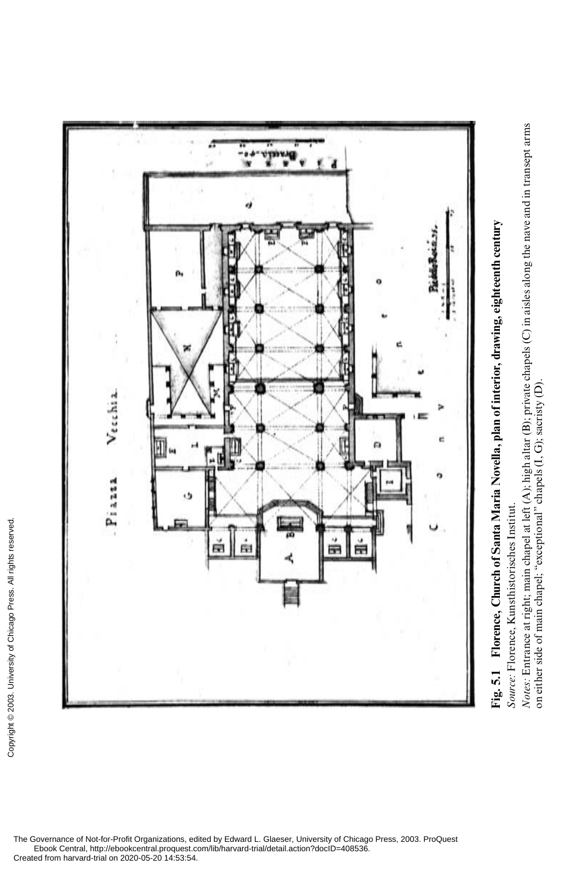**Fig. 5.1 Florence, Church of Santa Maria Novella, plan of interior, drawing, eighteenth century**

*Source:* Florence, Kunsthistorisches Institut.

*Notes:* Entrance at right; main chapel at left (A); high altar (B); private chapels (C) in aisles along the nave and in transept arms on either side of main chapel; "exceptional" chapels (I, G); sacristy (D).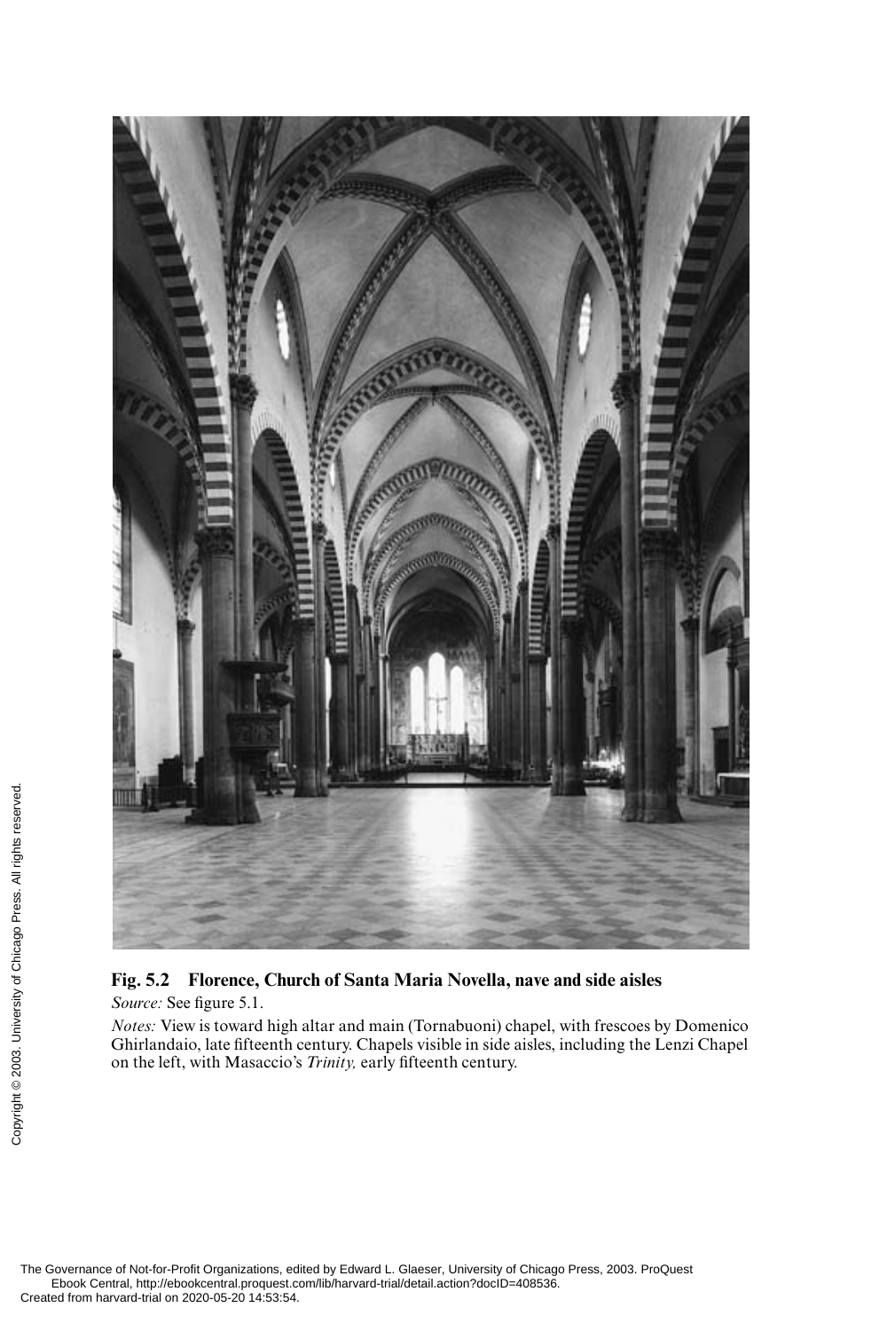**Fig. 5.2 Florence, Church of Santa Maria Novella, nave and side aisles**

*Source:* See figure 5.1.

*Notes:* View is toward high altar and main (Tornabuoni) chapel, with frescoes by Domenico Ghirlandaio, late fifteenth century. Chapels visible in side aisles, including the Lenzi Chapel on the left, with Masaccio's *Trinity,* early fifteenth century.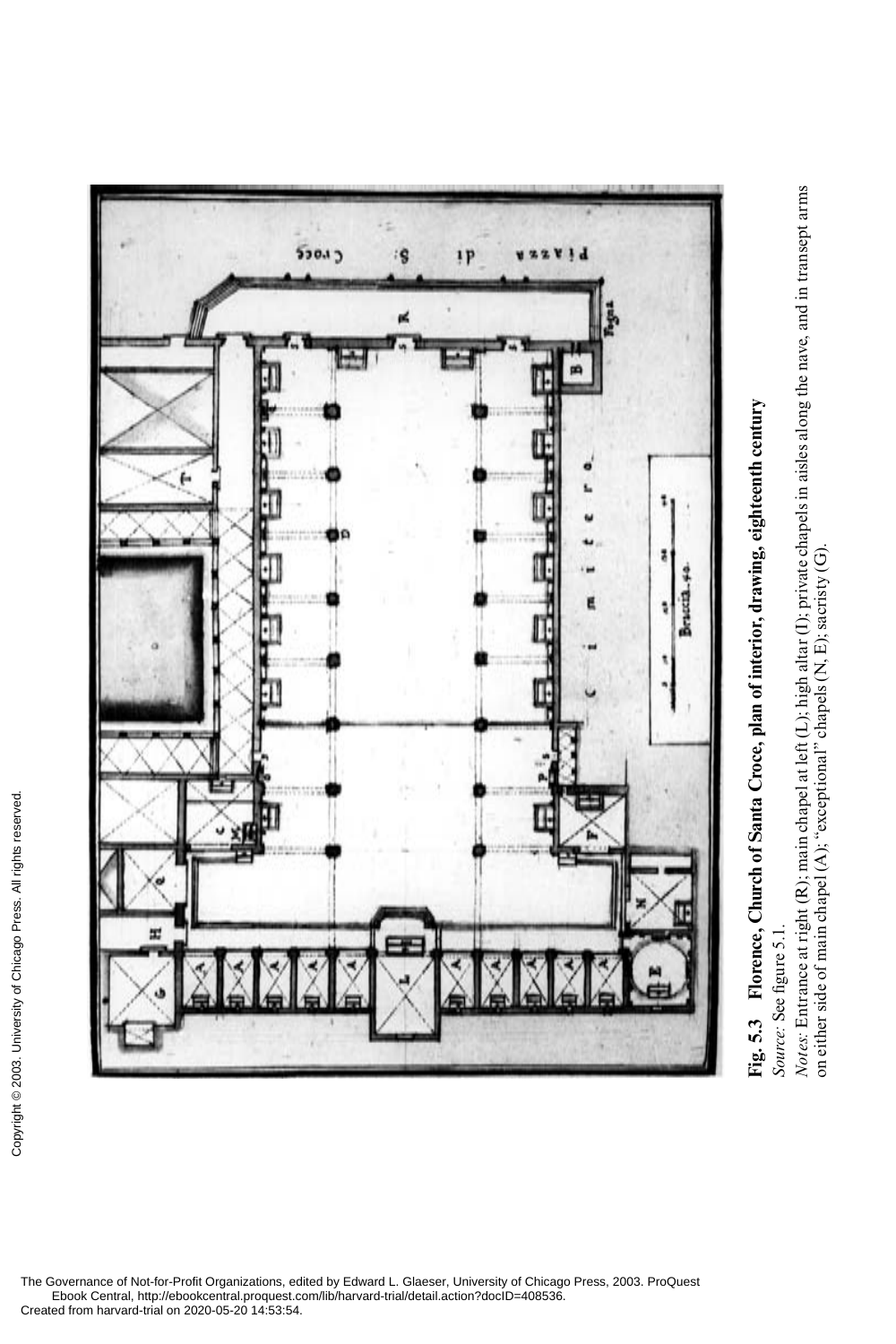**Fig. 5.3 Florence, Church of Santa Croce, plan of interior, drawing, eighteenth century**

*Source:* See figure 5.1.

*Notes:* Entrance at right (R); main chapel at left (L); high altar (I); private chapels in aisles along the nave, and in transept arms on either side of main chapel (A); "exceptional" chapels (N, E); sacristy (G).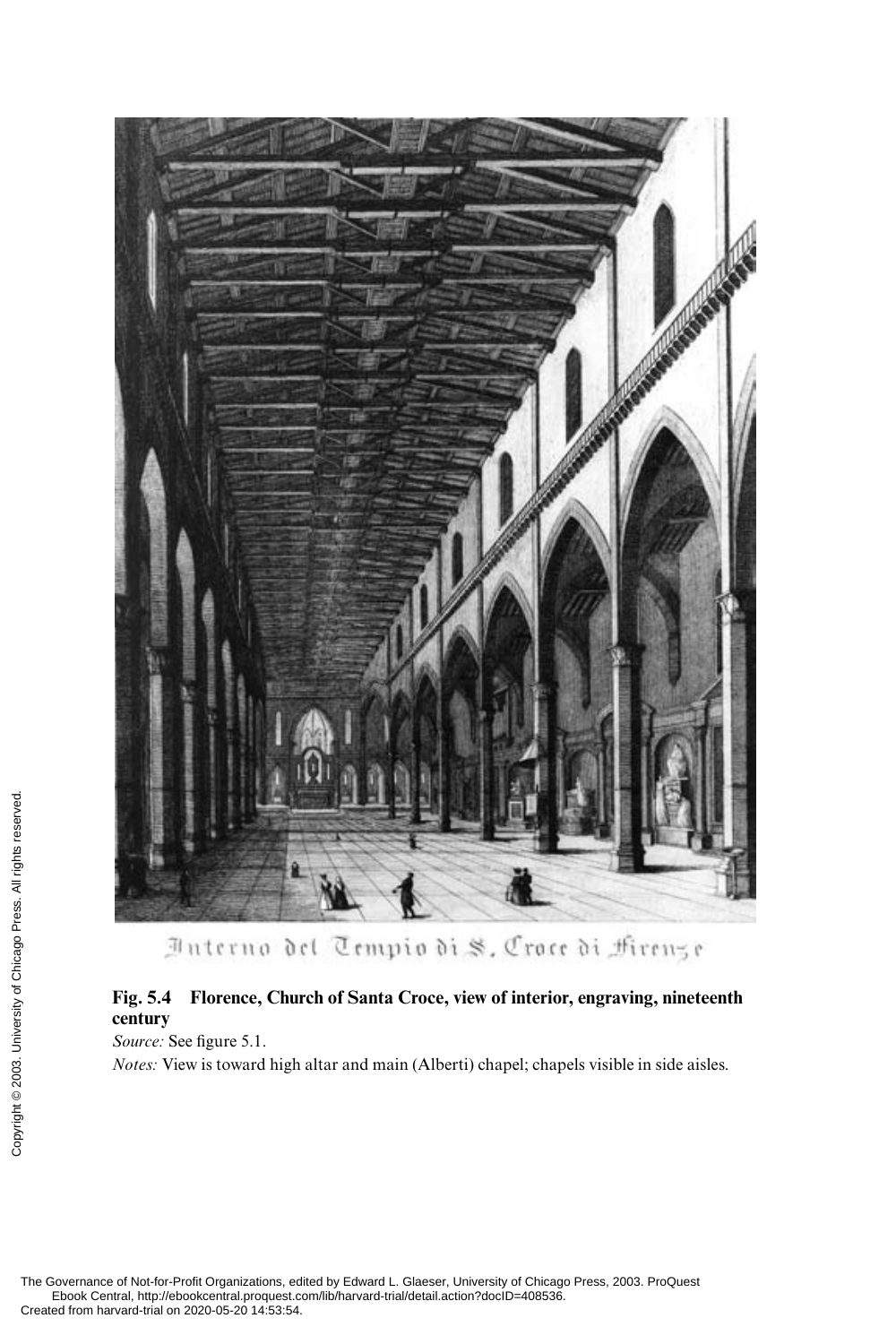Interno del Tempio di S. Croce di Firenze

**Fig. 5.4 Florence, Church of Santa Croce, view of interior, engraving, nineteenth century**

*Source:* See figure 5.1.

*Notes:* View is toward high altar and main (Alberti) chapel; chapels visible in side aisles.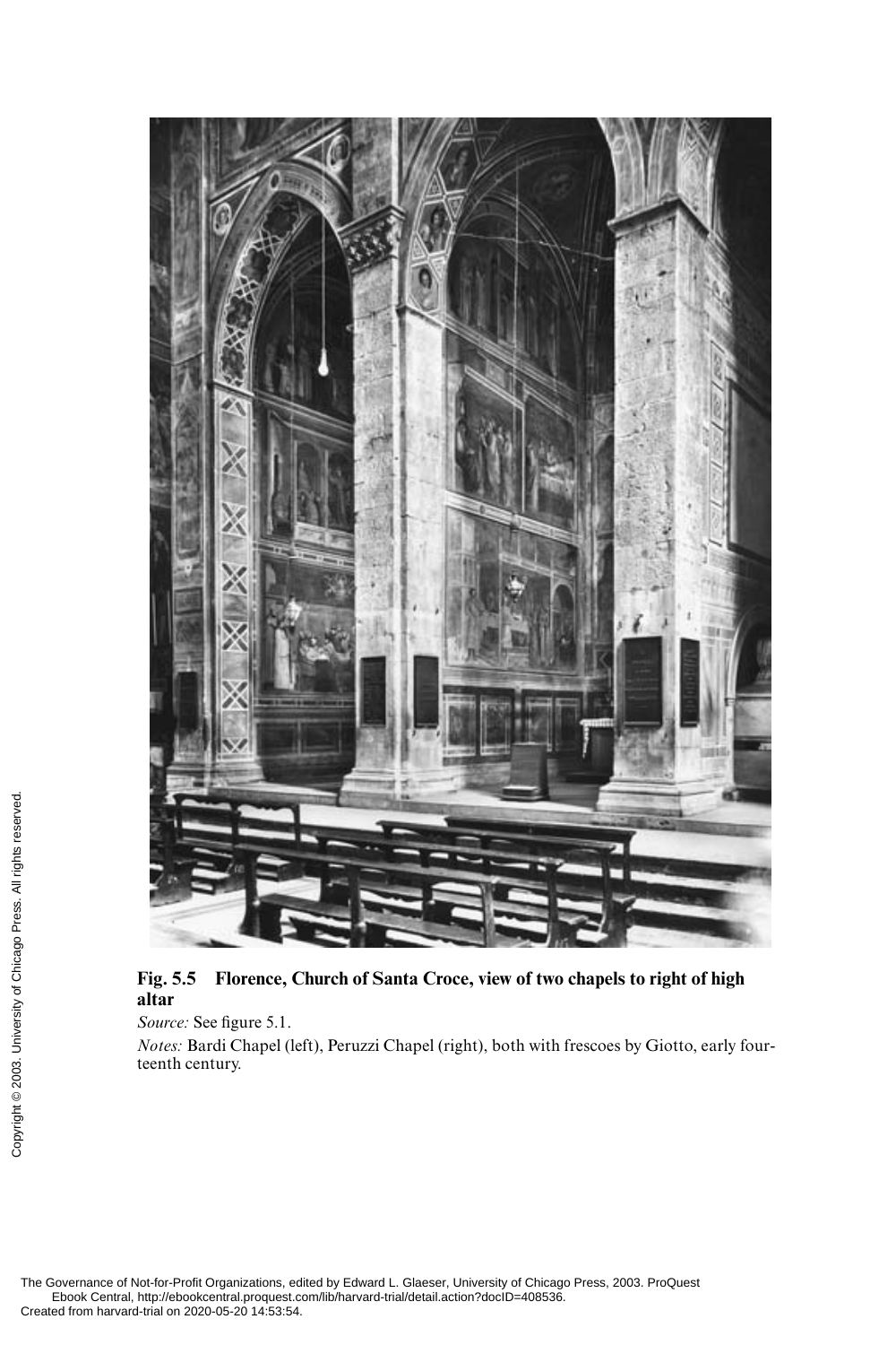**Fig. 5.5 Florence, Church of Santa Croce, view of two chapels to right of high altar**

*Source:* See figure 5.1.

*Notes:* Bardi Chapel (left), Peruzzi Chapel (right), both with frescoes by Giotto, early fourteenth century.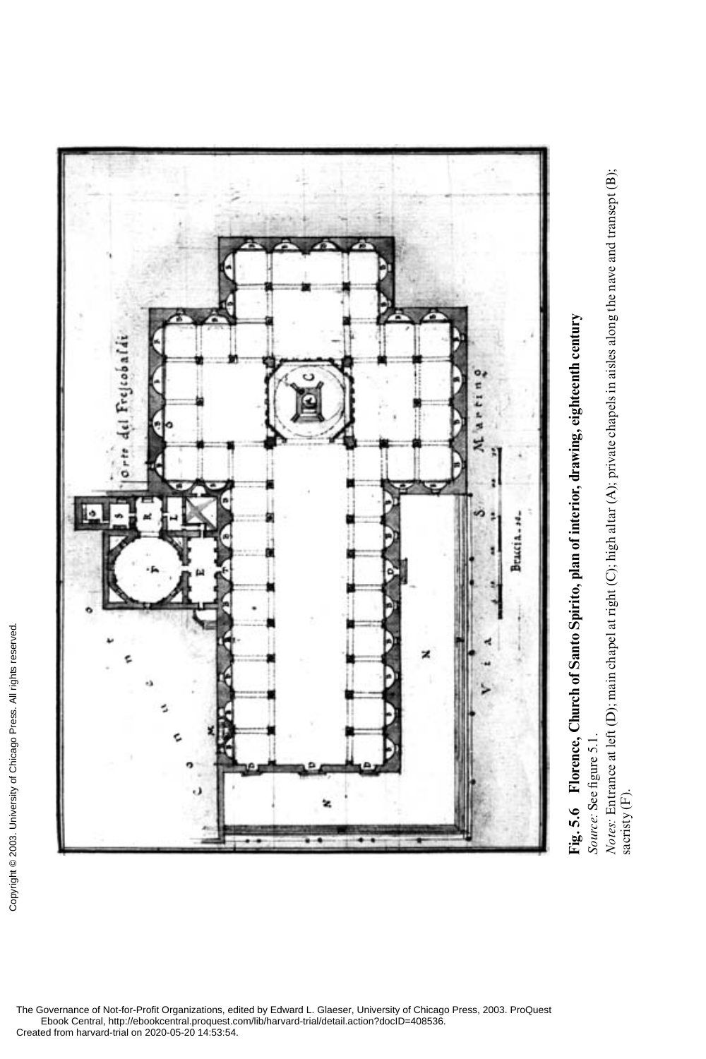**Fig. 5.6 Florence, Church of Santo Spirito, plan of interior, drawing, eighteenth century**

*Source:* See figure 5.1.

*Notes:* Entrance at left (D); main chapel at right (C); high altar (C); private chapels in aisles along the nave and transept (B); sacristy (F).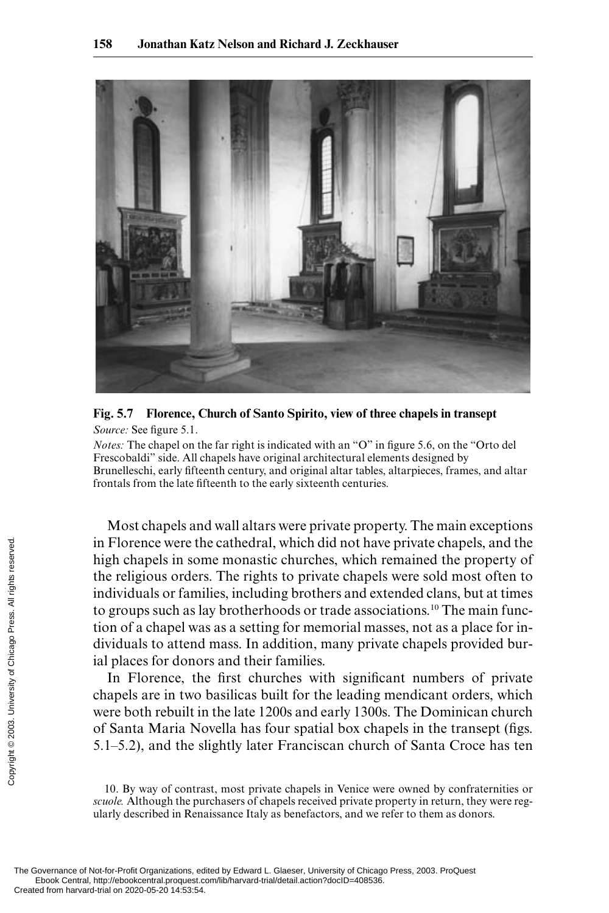**Fig. 5.7 Florence, Church of Santo Spirito, view of three chapels in transept**

*Source:* See figure 5.1.

*Notes:* The chapel on the far right is indicated with an "O" in figure 5.6, on the "Orto del Frescobaldi" side. All chapels have original architectural elements designed by Brunelleschi, early fifteenth century, and original altar tables, altarpieces, frames, and altar frontals from the late fifteenth to the early sixteenth centuries.

Most chapels and wall altars were private property. The main exceptions in Florence were the cathedral, which did not have private chapels, and the high chapels in some monastic churches, which remained the property of the religious orders. The rights to private chapels were sold most often to individuals or families, including brothers and extended clans, but at times to groups such as lay brotherhoods or trade associations.[10] The main function of a chapel was as a setting for memorial masses, not as a place for individuals to attend mass. In addition, many private chapels provided burial places for donors and their families.

In Florence, the first churches with significant numbers of private chapels are in two basilicas built for the leading mendicant orders, which were both rebuilt in the late 1200s and early 1300s. The Dominican church of Santa Maria Novella has four spatial box chapels in the transept (figs. 5.1–5.2), and the slightly later Franciscan church of Santa Croce has ten

10. By way of contrast, most private chapels in Venice were owned by confraternities or *scuole.* Although the purchasers of chapels received private property in return, they were regularly described in Renaissance Italy as benefactors, and we refer to them as donors.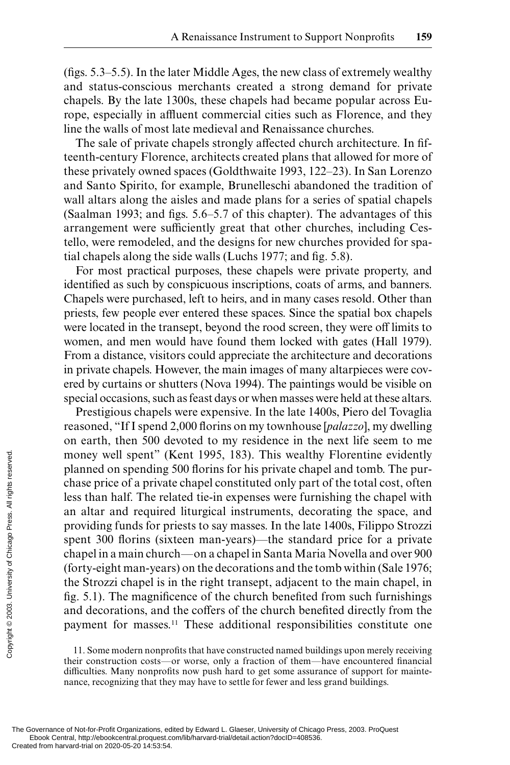(figs. 5.3–5.5). In the later Middle Ages, the new class of extremely wealthy and status-conscious merchants created a strong demand for private chapels. By the late 1300s, these chapels had became popular across Europe, especially in affluent commercial cities such as Florence, and they line the walls of most late medieval and Renaissance churches.

The sale of private chapels strongly affected church architecture. In fifteenth-century Florence, architects created plans that allowed for more of these privately owned spaces (Goldthwaite 1993, 122–23). In San Lorenzo and Santo Spirito, for example, Brunelleschi abandoned the tradition of wall altars along the aisles and made plans for a series of spatial chapels (Saalman 1993; and figs. 5.6–5.7 of this chapter). The advantages of this arrangement were sufficiently great that other churches, including Cestello, were remodeled, and the designs for new churches provided for spatial chapels along the side walls (Luchs 1977; and fig. 5.8).

For most practical purposes, these chapels were private property, and identified as such by conspicuous inscriptions, coats of arms, and banners. Chapels were purchased, left to heirs, and in many cases resold. Other than priests, few people ever entered these spaces. Since the spatial box chapels were located in the transept, beyond the rood screen, they were off limits to women, and men would have found them locked with gates (Hall 1979). From a distance, visitors could appreciate the architecture and decorations in private chapels. However, the main images of many altarpieces were covered by curtains or shutters (Nova 1994). The paintings would be visible on special occasions, such as feast days or when masses were held at these altars.

Prestigious chapels were expensive. In the late 1400s, Piero del Tovaglia reasoned, "If I spend 2,000 florins on my townhouse [*palazzo*], my dwelling on earth, then 500 devoted to my residence in the next life seem to me money well spent" (Kent 1995, 183). This wealthy Florentine evidently planned on spending 500 florins for his private chapel and tomb. The purchase price of a private chapel constituted only part of the total cost, often less than half. The related tie-in expenses were furnishing the chapel with an altar and required liturgical instruments, decorating the space, and providing funds for priests to say masses. In the late 1400s, Filippo Strozzi spent 300 florins (sixteen man-years)—the standard price for a private chapel in a main church—on a chapel in Santa Maria Novella and over 900 (forty-eight man-years) on the decorations and the tomb within (Sale 1976; the Strozzi chapel is in the right transept, adjacent to the main chapel, in fig. 5.1). The magnificence of the church benefited from such furnishings and decorations, and the coffers of the church benefited directly from the payment for masses.[11] These additional responsibilities constitute one

11. Some modern nonprofits that have constructed named buildings upon merely receiving their construction costs—or worse, only a fraction of them—have encountered financial difficulties. Many nonprofits now push hard to get some assurance of support for maintenance, recognizing that they may have to settle for fewer and less grand buildings.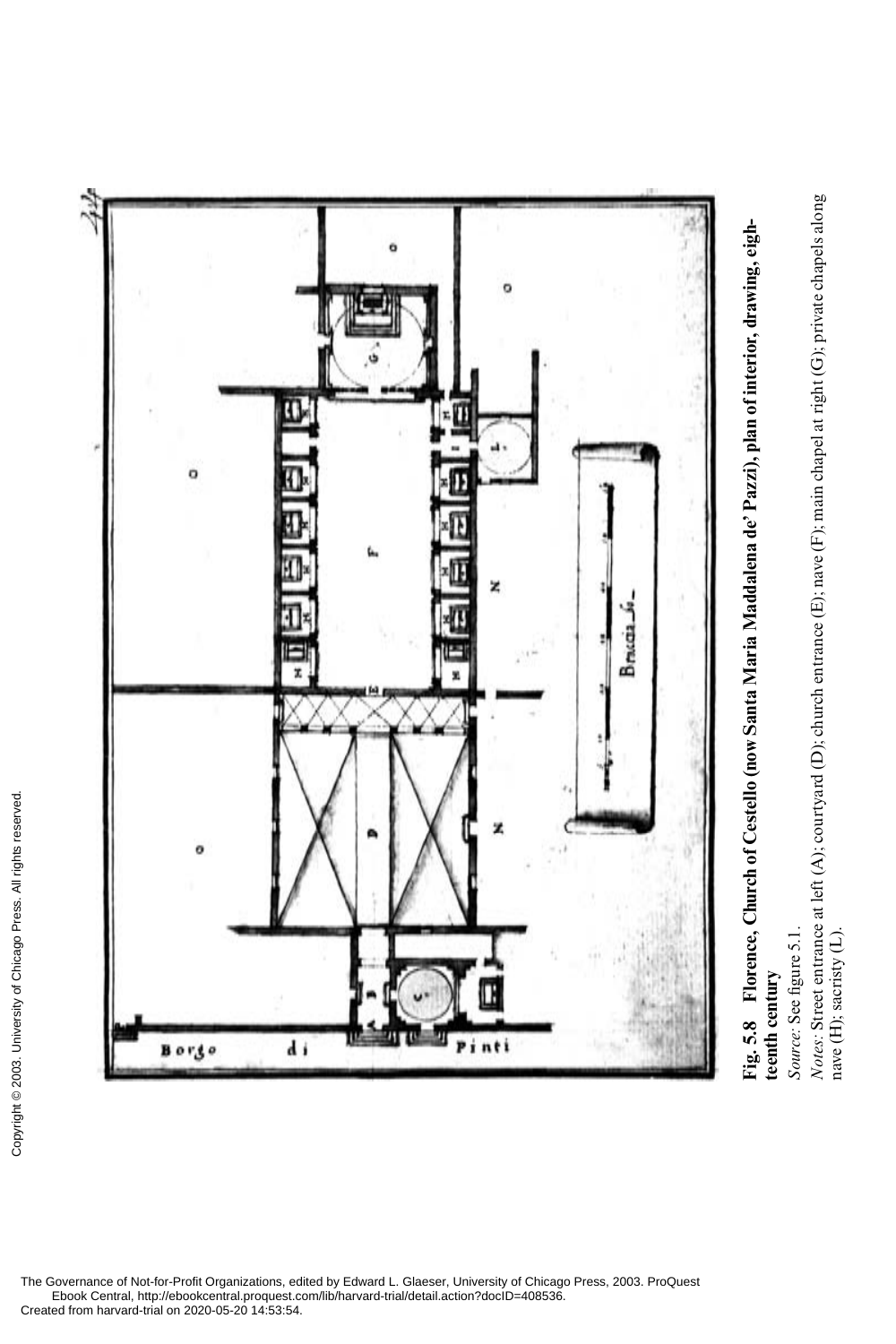**Fig. 5.8 Florence, Church of Cestello (now Santa Maria Maddalena de' Pazzi), plan of interior, drawing, eighteenth century**

*Source:* See figure 5.1.

*Notes:* Street entrance at left (A); courtyard (D); church entrance (E); nave (F); main chapel at right (G); private chapels along nave (H); sacristy (L).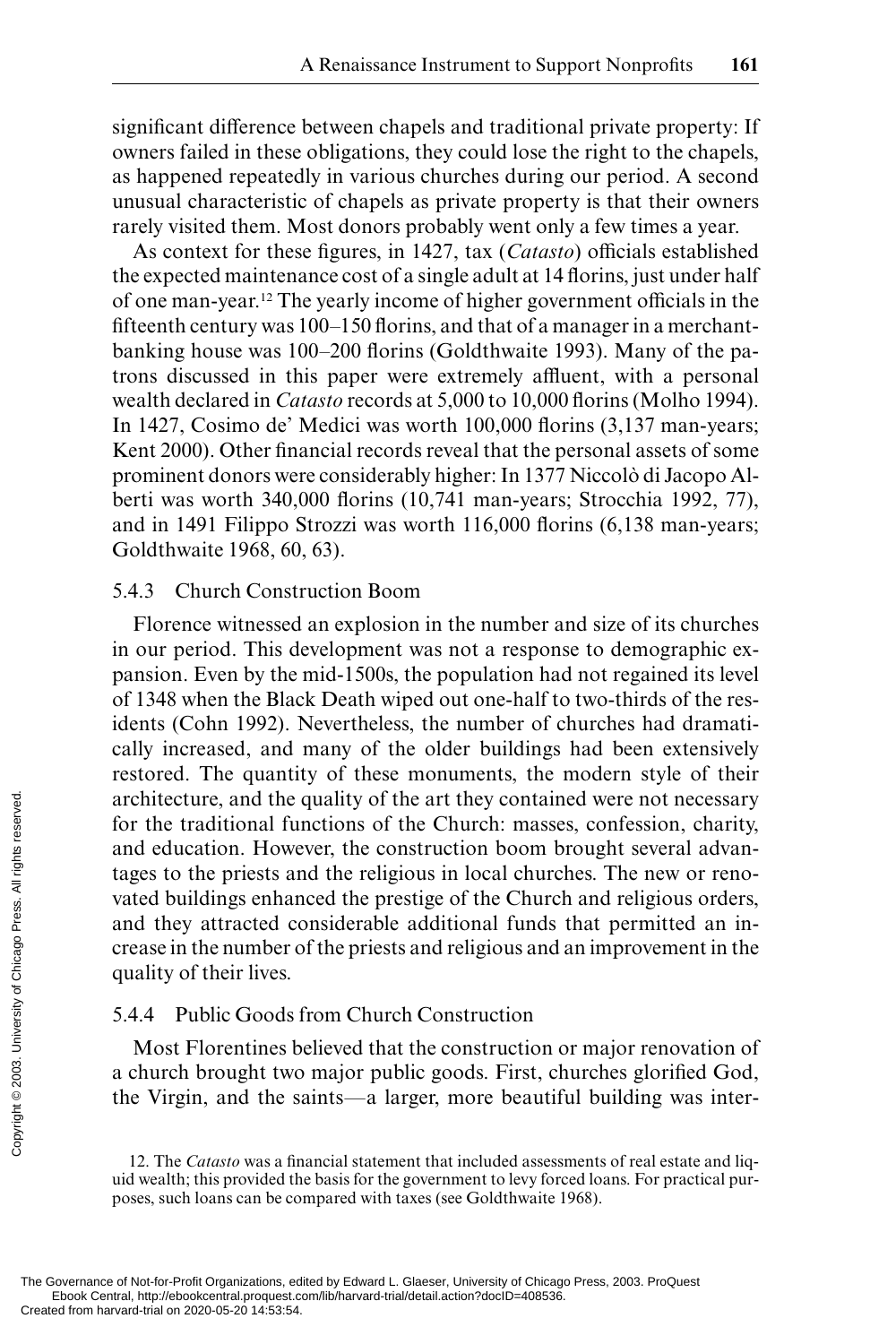significant difference between chapels and traditional private property: If owners failed in these obligations, they could lose the right to the chapels, as happened repeatedly in various churches during our period. A second unusual characteristic of chapels as private property is that their owners rarely visited them. Most donors probably went only a few times a year.

As context for these figures, in 1427, tax (*Catasto*) officials established the expected maintenance cost of a single adult at 14 florins, just under half of one man-year.[12] The yearly income of higher government officials in the fifteenth century was 100–150 florins, and that of a manager in a merchant-banking house was 100–200 florins (Goldthwaite 1993). Many of the patrons discussed in this paper were extremely affluent, with a personal wealth declared in *Catasto* records at 5,000 to 10,000 florins (Molho 1994). In 1427, Cosimo de' Medici was worth 100,000 florins (3,137 man-years; Kent 2000). Other financial records reveal that the personal assets of some prominent donors were considerably higher: In 1377 Niccolò di Jacopo Alberti was worth 340,000 florins (10,741 man-years; Strocchia 1992, 77), and in 1491 Filippo Strozzi was worth 116,000 florins (6,138 man-years; Goldthwaite 1968, 60, 63).

### 5.4.3 Church Construction Boom

Florence witnessed an explosion in the number and size of its churches in our period. This development was not a response to demographic expansion. Even by the mid-1500s, the population had not regained its level of 1348 when the Black Death wiped out one-half to two-thirds of the residents (Cohn 1992). Nevertheless, the number of churches had dramatically increased, and many of the older buildings had been extensively restored. The quantity of these monuments, the modern style of their architecture, and the quality of the art they contained were not necessary for the traditional functions of the Church: masses, confession, charity, and education. However, the construction boom brought several advantages to the priests and the religious in local churches. The new or renovated buildings enhanced the prestige of the Church and religious orders, and they attracted considerable additional funds that permitted an increase in the number of the priests and religious and an improvement in the quality of their lives.

### 5.4.4 Public Goods from Church Construction

Most Florentines believed that the construction or major renovation of a church brought two major public goods. First, churches glorified God, the Virgin, and the saints—a larger, more beautiful building was inter-

12. The *Catasto* was a financial statement that included assessments of real estate and liquid wealth; this provided the basis for the government to levy forced loans. For practical purposes, such loans can be compared with taxes (see Goldthwaite 1968).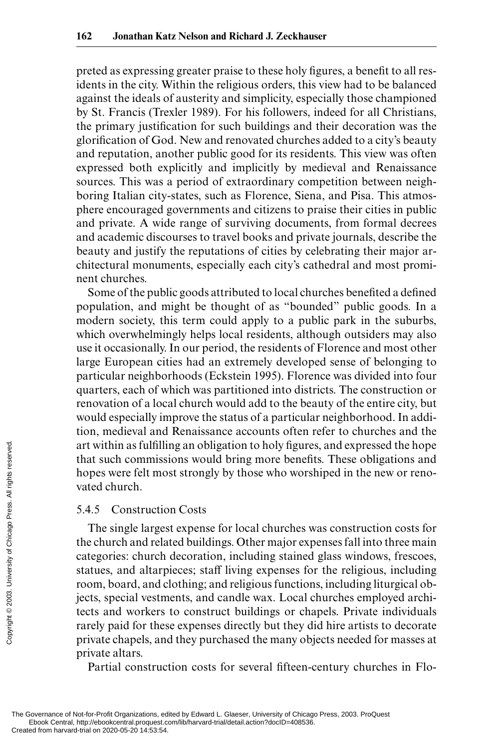preted as expressing greater praise to these holy figures, a benefit to all residents in the city. Within the religious orders, this view had to be balanced against the ideals of austerity and simplicity, especially those championed by St. Francis (Trexler 1989). For his followers, indeed for all Christians, the primary justification for such buildings and their decoration was the glorification of God. New and renovated churches added to a city's beauty and reputation, another public good for its residents. This view was often expressed both explicitly and implicitly by medieval and Renaissance sources. This was a period of extraordinary competition between neighboring Italian city-states, such as Florence, Siena, and Pisa. This atmosphere encouraged governments and citizens to praise their cities in public and private. A wide range of surviving documents, from formal decrees and academic discourses to travel books and private journals, describe the beauty and justify the reputations of cities by celebrating their major architectural monuments, especially each city's cathedral and most prominent churches.

Some of the public goods attributed to local churches benefited a defined population, and might be thought of as "bounded" public goods. In a modern society, this term could apply to a public park in the suburbs, which overwhelmingly helps local residents, although outsiders may also use it occasionally. In our period, the residents of Florence and most other large European cities had an extremely developed sense of belonging to particular neighborhoods (Eckstein 1995). Florence was divided into four quarters, each of which was partitioned into districts. The construction or renovation of a local church would add to the beauty of the entire city, but would especially improve the status of a particular neighborhood. In addition, medieval and Renaissance accounts often refer to churches and the art within as fulfilling an obligation to holy figures, and expressed the hope that such commissions would bring more benefits. These obligations and hopes were felt most strongly by those who worshiped in the new or renovated church.

### 5.4.5 Construction Costs

The single largest expense for local churches was construction costs for the church and related buildings. Other major expenses fall into three main categories: church decoration, including stained glass windows, frescoes, statues, and altarpieces; staff living expenses for the religious, including room, board, and clothing; and religious functions, including liturgical objects, special vestments, and candle wax. Local churches employed architects and workers to construct buildings or chapels. Private individuals rarely paid for these expenses directly but they did hire artists to decorate private chapels, and they purchased the many objects needed for masses at private altars.

Partial construction costs for several fifteen-century churches in Flo-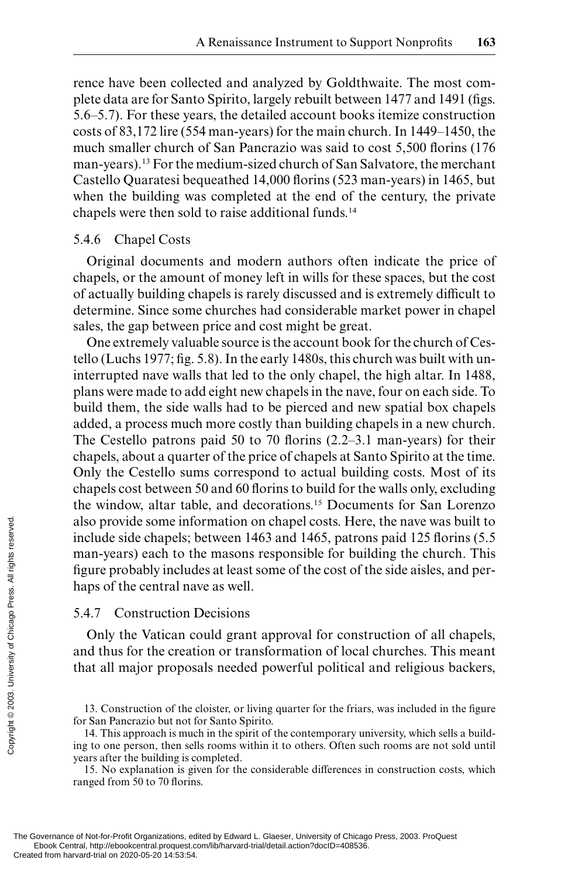rence have been collected and analyzed by Goldthwaite. The most complete data are for Santo Spirito, largely rebuilt between 1477 and 1491 (figs. 5.6–5.7). For these years, the detailed account books itemize construction costs of 83,172 lire (554 man-years) for the main church. In 1449–1450, the much smaller church of San Pancrazio was said to cost 5,500 florins (176 man-years).[13] For the medium-sized church of San Salvatore, the merchant Castello Quaratesi bequeathed 14,000 florins (523 man-years) in 1465, but when the building was completed at the end of the century, the private chapels were then sold to raise additional funds.[14]

### 5.4.6 Chapel Costs

Original documents and modern authors often indicate the price of chapels, or the amount of money left in wills for these spaces, but the cost of actually building chapels is rarely discussed and is extremely difficult to determine. Since some churches had considerable market power in chapel sales, the gap between price and cost might be great.

One extremely valuable source is the account book for the church of Cestello (Luchs 1977; fig. 5.8). In the early 1480s, this church was built with uninterrupted nave walls that led to the only chapel, the high altar. In 1488, plans were made to add eight new chapels in the nave, four on each side. To build them, the side walls had to be pierced and new spatial box chapels added, a process much more costly than building chapels in a new church. The Cestello patrons paid 50 to 70 florins (2.2–3.1 man-years) for their chapels, about a quarter of the price of chapels at Santo Spirito at the time. Only the Cestello sums correspond to actual building costs. Most of its chapels cost between 50 and 60 florins to build for the walls only, excluding the window, altar table, and decorations.[15] Documents for San Lorenzo also provide some information on chapel costs. Here, the nave was built to include side chapels; between 1463 and 1465, patrons paid 125 florins (5.5 man-years) each to the masons responsible for building the church. This figure probably includes at least some of the cost of the side aisles, and perhaps of the central nave as well.

### 5.4.7 Construction Decisions

Only the Vatican could grant approval for construction of all chapels, and thus for the creation or transformation of local churches. This meant that all major proposals needed powerful political and religious backers,

13. Construction of the cloister, or living quarter for the friars, was included in the figure for San Pancrazio but not for Santo Spirito.

14. This approach is much in the spirit of the contemporary university, which sells a building to one person, then sells rooms within it to others. Often such rooms are not sold until years after the building is completed.

15. No explanation is given for the considerable differences in construction costs, which ranged from 50 to 70 florins.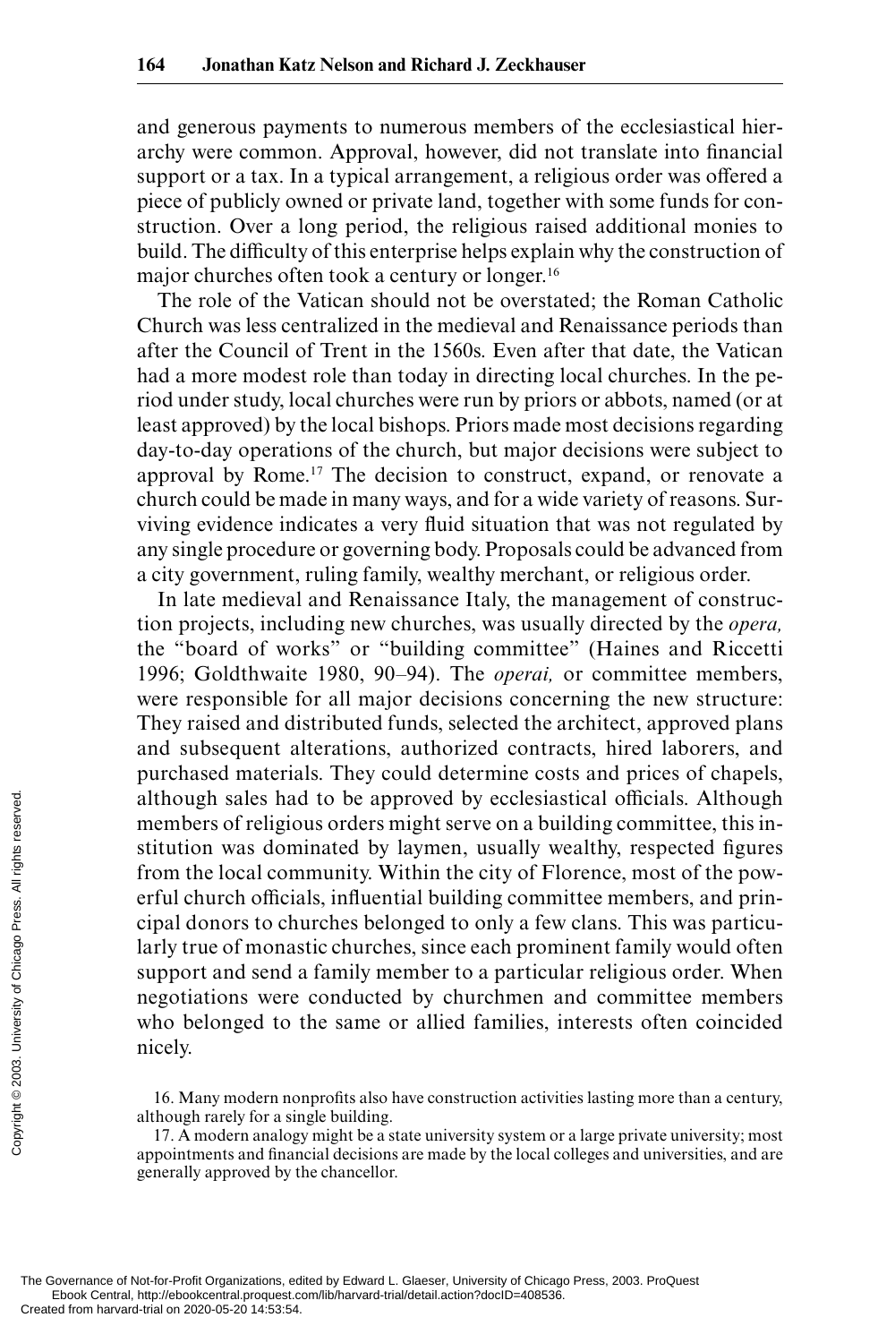and generous payments to numerous members of the ecclesiastical hierarchy were common. Approval, however, did not translate into financial support or a tax. In a typical arrangement, a religious order was offered a piece of publicly owned or private land, together with some funds for construction. Over a long period, the religious raised additional monies to build. The difficulty of this enterprise helps explain why the construction of major churches often took a century or longer.[16]

The role of the Vatican should not be overstated; the Roman Catholic Church was less centralized in the medieval and Renaissance periods than after the Council of Trent in the 1560s. Even after that date, the Vatican had a more modest role than today in directing local churches. In the period under study, local churches were run by priors or abbots, named (or at least approved) by the local bishops. Priors made most decisions regarding day-to-day operations of the church, but major decisions were subject to approval by Rome.[17] The decision to construct, expand, or renovate a church could be made in many ways, and for a wide variety of reasons. Surviving evidence indicates a very fluid situation that was not regulated by any single procedure or governing body. Proposals could be advanced from a city government, ruling family, wealthy merchant, or religious order.

In late medieval and Renaissance Italy, the management of construction projects, including new churches, was usually directed by the *opera,* the "board of works" or "building committee" (Haines and Riccetti 1996; Goldthwaite 1980, 90–94). The *operai,* or committee members, were responsible for all major decisions concerning the new structure: They raised and distributed funds, selected the architect, approved plans and subsequent alterations, authorized contracts, hired laborers, and purchased materials. They could determine costs and prices of chapels, although sales had to be approved by ecclesiastical officials. Although members of religious orders might serve on a building committee, this institution was dominated by laymen, usually wealthy, respected figures from the local community. Within the city of Florence, most of the powerful church officials, influential building committee members, and principal donors to churches belonged to only a few clans. This was particularly true of monastic churches, since each prominent family would often support and send a family member to a particular religious order. When negotiations were conducted by churchmen and committee members who belonged to the same or allied families, interests often coincided nicely.

16. Many modern nonprofits also have construction activities lasting more than a century, although rarely for a single building.

17. A modern analogy might be a state university system or a large private university; most appointments and financial decisions are made by the local colleges and universities, and are generally approved by the chancellor.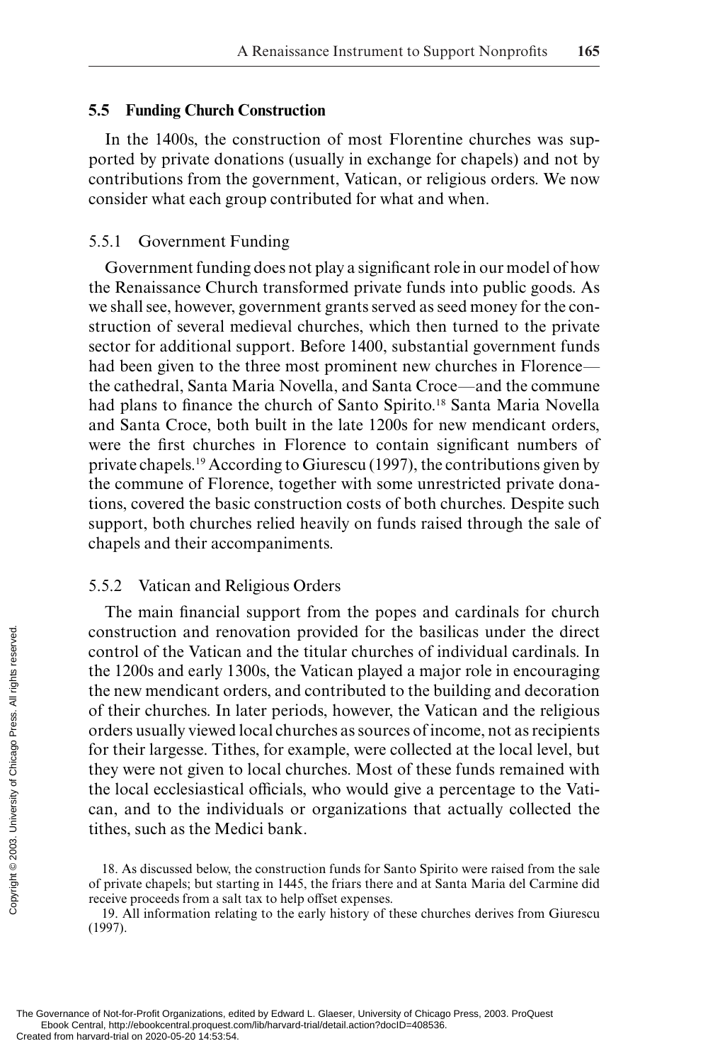## 5.5 Funding Church Construction

In the 1400s, the construction of most Florentine churches was supported by private donations (usually in exchange for chapels) and not by contributions from the government, Vatican, or religious orders. We now consider what each group contributed for what and when.

### 5.5.1 Government Funding

Government funding does not play a significant role in our model of how the Renaissance Church transformed private funds into public goods. As we shall see, however, government grants served as seed money for the construction of several medieval churches, which then turned to the private sector for additional support. Before 1400, substantial government funds had been given to the three most prominent new churches in Florence—the cathedral, Santa Maria Novella, and Santa Croce—and the commune had plans to finance the church of Santo Spirito.[18] Santa Maria Novella and Santa Croce, both built in the late 1200s for new mendicant orders, were the first churches in Florence to contain significant numbers of private chapels.[19] According to Giurescu (1997), the contributions given by the commune of Florence, together with some unrestricted private donations, covered the basic construction costs of both churches. Despite such support, both churches relied heavily on funds raised through the sale of chapels and their accompaniments.

### 5.5.2 Vatican and Religious Orders

The main financial support from the popes and cardinals for church construction and renovation provided for the basilicas under the direct control of the Vatican and the titular churches of individual cardinals. In the 1200s and early 1300s, the Vatican played a major role in encouraging the new mendicant orders, and contributed to the building and decoration of their churches. In later periods, however, the Vatican and the religious orders usually viewed local churches as sources of income, not as recipients for their largesse. Tithes, for example, were collected at the local level, but they were not given to local churches. Most of these funds remained with the local ecclesiastical officials, who would give a percentage to the Vatican, and to the individuals or organizations that actually collected the tithes, such as the Medici bank.

18. As discussed below, the construction funds for Santo Spirito were raised from the sale of private chapels; but starting in 1445, the friars there and at Santa Maria del Carmine did receive proceeds from a salt tax to help offset expenses.

19. All information relating to the early history of these churches derives from Giurescu (1997).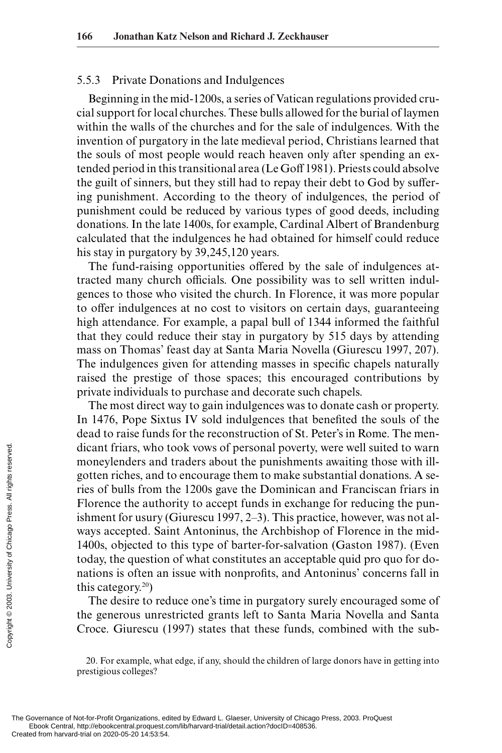### 5.5.3 Private Donations and Indulgences

Beginning in the mid-1200s, a series of Vatican regulations provided crucial support for local churches. These bulls allowed for the burial of laymen within the walls of the churches and for the sale of indulgences. With the invention of purgatory in the late medieval period, Christians learned that the souls of most people would reach heaven only after spending an extended period in this transitional area (Le Goff 1981). Priests could absolve the guilt of sinners, but they still had to repay their debt to God by suffering punishment. According to the theory of indulgences, the period of punishment could be reduced by various types of good deeds, including donations. In the late 1400s, for example, Cardinal Albert of Brandenburg calculated that the indulgences he had obtained for himself could reduce his stay in purgatory by 39,245,120 years.

The fund-raising opportunities offered by the sale of indulgences attracted many church officials. One possibility was to sell written indulgences to those who visited the church. In Florence, it was more popular to offer indulgences at no cost to visitors on certain days, guaranteeing high attendance. For example, a papal bull of 1344 informed the faithful that they could reduce their stay in purgatory by 515 days by attending mass on Thomas' feast day at Santa Maria Novella (Giurescu 1997, 207). The indulgences given for attending masses in specific chapels naturally raised the prestige of those spaces; this encouraged contributions by private individuals to purchase and decorate such chapels.

The most direct way to gain indulgences was to donate cash or property. In 1476, Pope Sixtus IV sold indulgences that benefited the souls of the dead to raise funds for the reconstruction of St. Peter's in Rome. The mendicant friars, who took vows of personal poverty, were well suited to warn moneylenders and traders about the punishments awaiting those with ill-gotten riches, and to encourage them to make substantial donations. A series of bulls from the 1200s gave the Dominican and Franciscan friars in Florence the authority to accept funds in exchange for reducing the punishment for usury (Giurescu 1997, 2–3). This practice, however, was not always accepted. Saint Antoninus, the Archbishop of Florence in the mid-1400s, objected to this type of barter-for-salvation (Gaston 1987). (Even today, the question of what constitutes an acceptable quid pro quo for donations is often an issue with nonprofits, and Antoninus' concerns fall in this category.[20])

The desire to reduce one's time in purgatory surely encouraged some of the generous unrestricted grants left to Santa Maria Novella and Santa Croce. Giurescu (1997) states that these funds, combined with the sub-

20. For example, what edge, if any, should the children of large donors have in getting into prestigious colleges?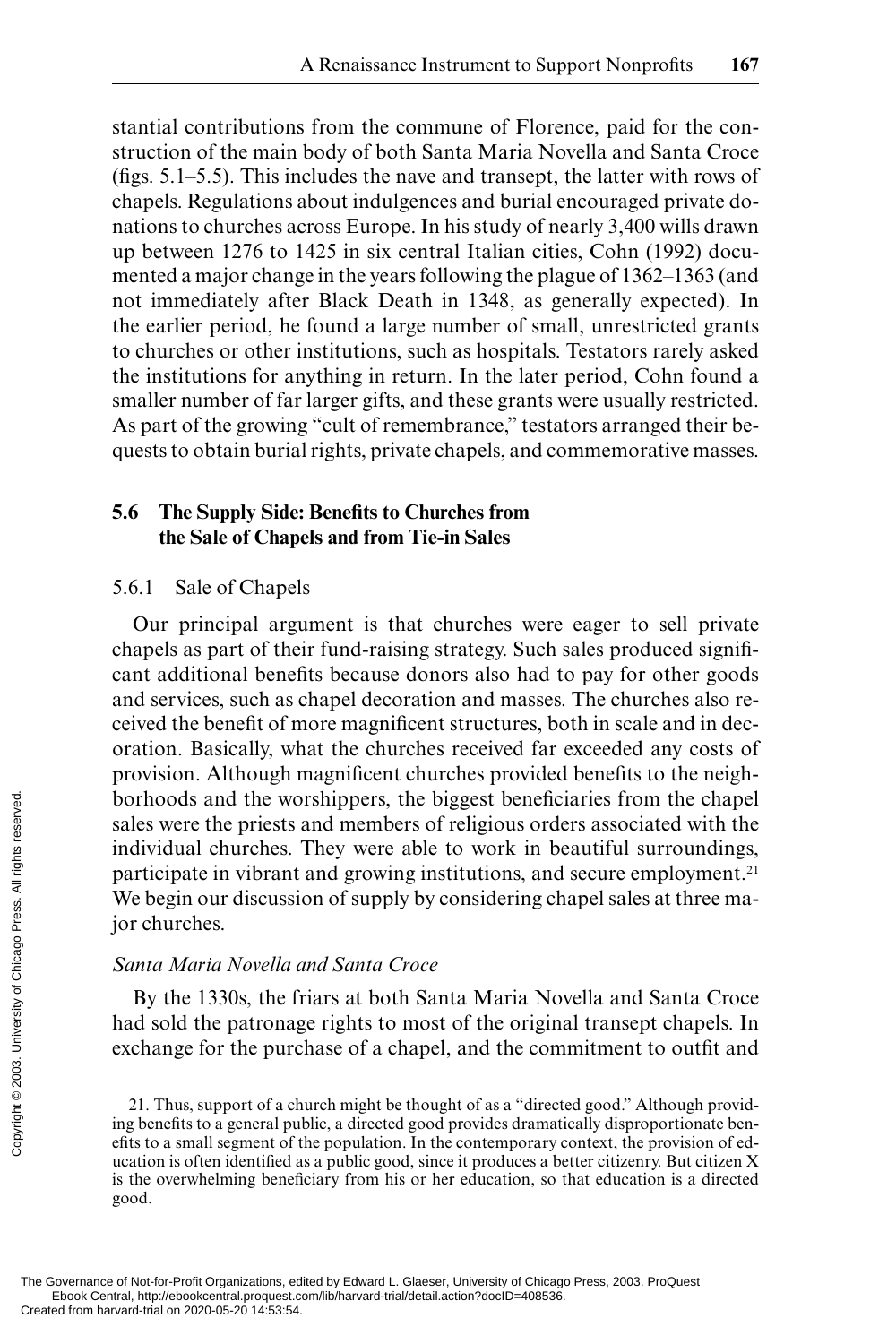stantial contributions from the commune of Florence, paid for the construction of the main body of both Santa Maria Novella and Santa Croce (figs. 5.1–5.5). This includes the nave and transept, the latter with rows of chapels. Regulations about indulgences and burial encouraged private donations to churches across Europe. In his study of nearly 3,400 wills drawn up between 1276 to 1425 in six central Italian cities, Cohn (1992) documented a major change in the years following the plague of 1362–1363 (and not immediately after Black Death in 1348, as generally expected). In the earlier period, he found a large number of small, unrestricted grants to churches or other institutions, such as hospitals. Testators rarely asked the institutions for anything in return. In the later period, Cohn found a smaller number of far larger gifts, and these grants were usually restricted. As part of the growing "cult of remembrance," testators arranged their bequests to obtain burial rights, private chapels, and commemorative masses.

## 5.6 The Supply Side: Benefits to Churches from the Sale of Chapels and from Tie-in Sales

### 5.6.1 Sale of Chapels

Our principal argument is that churches were eager to sell private chapels as part of their fund-raising strategy. Such sales produced significant additional benefits because donors also had to pay for other goods and services, such as chapel decoration and masses. The churches also received the benefit of more magnificent structures, both in scale and in decoration. Basically, what the churches received far exceeded any costs of provision. Although magnificent churches provided benefits to the neighborhoods and the worshippers, the biggest beneficiaries from the chapel sales were the priests and members of religious orders associated with the individual churches. They were able to work in beautiful surroundings, participate in vibrant and growing institutions, and secure employment.[21] We begin our discussion of supply by considering chapel sales at three major churches.

*Santa Maria Novella and Santa Croce*

By the 1330s, the friars at both Santa Maria Novella and Santa Croce had sold the patronage rights to most of the original transept chapels. In exchange for the purchase of a chapel, and the commitment to outfit and

21. Thus, support of a church might be thought of as a "directed good." Although providing benefits to a general public, a directed good provides dramatically disproportionate benefits to a small segment of the population. In the contemporary context, the provision of education is often identified as a public good, since it produces a better citizenry. But citizen X is the overwhelming beneficiary from his or her education, so that education is a directed good.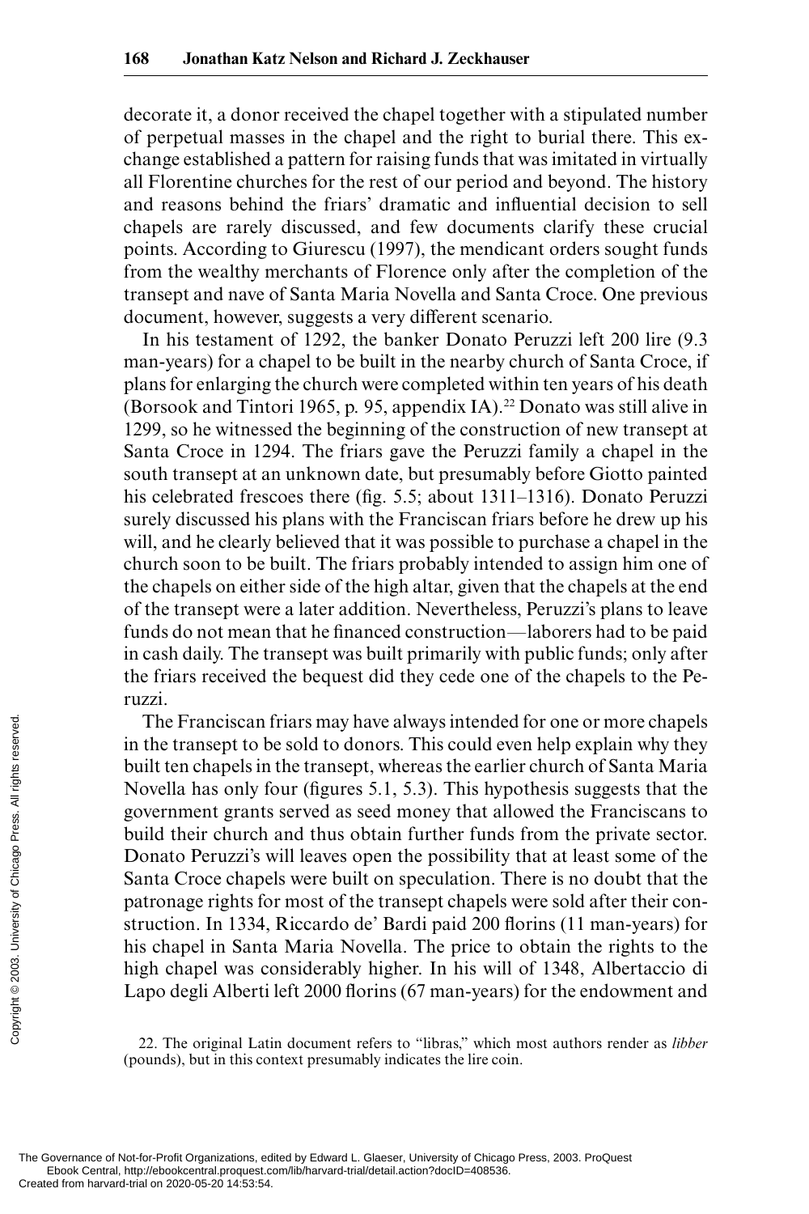decorate it, a donor received the chapel together with a stipulated number of perpetual masses in the chapel and the right to burial there. This exchange established a pattern for raising funds that was imitated in virtually all Florentine churches for the rest of our period and beyond. The history and reasons behind the friars' dramatic and influential decision to sell chapels are rarely discussed, and few documents clarify these crucial points. According to Giurescu (1997), the mendicant orders sought funds from the wealthy merchants of Florence only after the completion of the transept and nave of Santa Maria Novella and Santa Croce. One previous document, however, suggests a very different scenario.

In his testament of 1292, the banker Donato Peruzzi left 200 lire (9.3 man-years) for a chapel to be built in the nearby church of Santa Croce, if plans for enlarging the church were completed within ten years of his death (Borsook and Tintori 1965, p. 95, appendix IA).[22] Donato was still alive in 1299, so he witnessed the beginning of the construction of new transept at Santa Croce in 1294. The friars gave the Peruzzi family a chapel in the south transept at an unknown date, but presumably before Giotto painted his celebrated frescoes there (fig. 5.5; about 1311–1316). Donato Peruzzi surely discussed his plans with the Franciscan friars before he drew up his will, and he clearly believed that it was possible to purchase a chapel in the church soon to be built. The friars probably intended to assign him one of the chapels on either side of the high altar, given that the chapels at the end of the transept were a later addition. Nevertheless, Peruzzi's plans to leave funds do not mean that he financed construction—laborers had to be paid in cash daily. The transept was built primarily with public funds; only after the friars received the bequest did they cede one of the chapels to the Peruzzi.

The Franciscan friars may have always intended for one or more chapels in the transept to be sold to donors. This could even help explain why they built ten chapels in the transept, whereas the earlier church of Santa Maria Novella has only four (figures 5.1, 5.3). This hypothesis suggests that the government grants served as seed money that allowed the Franciscans to build their church and thus obtain further funds from the private sector. Donato Peruzzi's will leaves open the possibility that at least some of the Santa Croce chapels were built on speculation. There is no doubt that the patronage rights for most of the transept chapels were sold after their construction. In 1334, Riccardo de' Bardi paid 200 florins (11 man-years) for his chapel in Santa Maria Novella. The price to obtain the rights to the high chapel was considerably higher. In his will of 1348, Albertaccio di Lapo degli Alberti left 2000 florins (67 man-years) for the endowment and

22. The original Latin document refers to "libras," which most authors render as *libber* (pounds), but in this context presumably indicates the lire coin.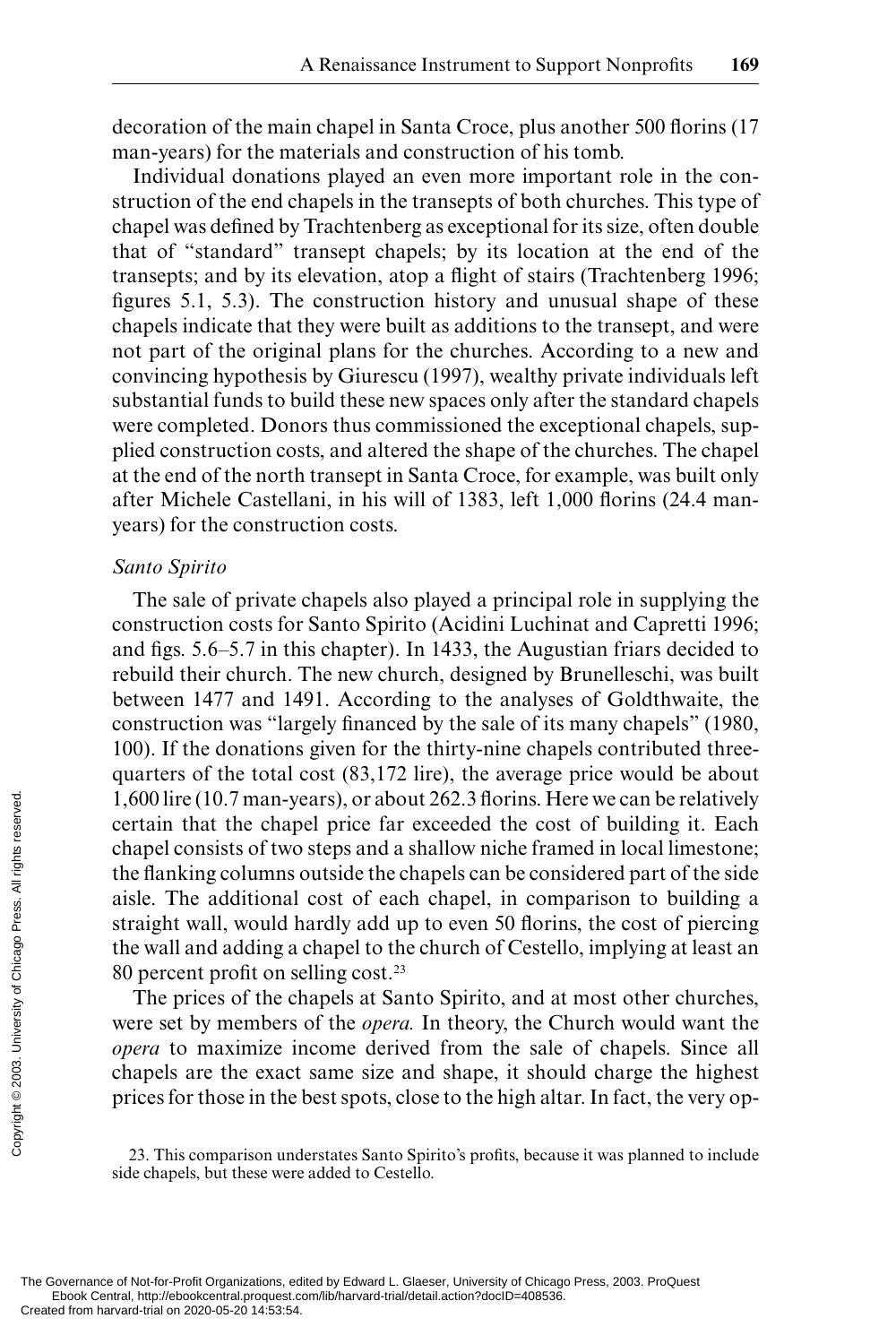decoration of the main chapel in Santa Croce, plus another 500 florins (17 man-years) for the materials and construction of his tomb.

Individual donations played an even more important role in the construction of the end chapels in the transepts of both churches. This type of chapel was defined by Trachtenberg as exceptional for its size, often double that of "standard" transept chapels; by its location at the end of the transepts; and by its elevation, atop a flight of stairs (Trachtenberg 1996; figures 5.1, 5.3). The construction history and unusual shape of these chapels indicate that they were built as additions to the transept, and were not part of the original plans for the churches. According to a new and convincing hypothesis by Giurescu (1997), wealthy private individuals left substantial funds to build these new spaces only after the standard chapels were completed. Donors thus commissioned the exceptional chapels, supplied construction costs, and altered the shape of the churches. The chapel at the end of the north transept in Santa Croce, for example, was built only after Michele Castellani, in his will of 1383, left 1,000 florins (24.4 man-years) for the construction costs.

### *Santo Spirito*

The sale of private chapels also played a principal role in supplying the construction costs for Santo Spirito (Acidini Luchinat and Capretti 1996; and figs. 5.6–5.7 in this chapter). In 1433, the Augustian friars decided to rebuild their church. The new church, designed by Brunelleschi, was built between 1477 and 1491. According to the analyses of Goldthwaite, the construction was "largely financed by the sale of its many chapels" (1980, 100). If the donations given for the thirty-nine chapels contributed three-quarters of the total cost (83,172 lire), the average price would be about 1,600 lire (10.7 man-years), or about 262.3 florins. Here we can be relatively certain that the chapel price far exceeded the cost of building it. Each chapel consists of two steps and a shallow niche framed in local limestone; the flanking columns outside the chapels can be considered part of the side aisle. The additional cost of each chapel, in comparison to building a straight wall, would hardly add up to even 50 florins, the cost of piercing the wall and adding a chapel to the church of Cestello, implying at least an 80 percent profit on selling cost.[23]

The prices of the chapels at Santo Spirito, and at most other churches, were set by members of the *opera.* In theory, the Church would want the *opera* to maximize income derived from the sale of chapels. Since all chapels are the exact same size and shape, it should charge the highest prices for those in the best spots, close to the high altar. In fact, the very op-

23. This comparison understates Santo Spirito's profits, because it was planned to include side chapels, but these were added to Cestello.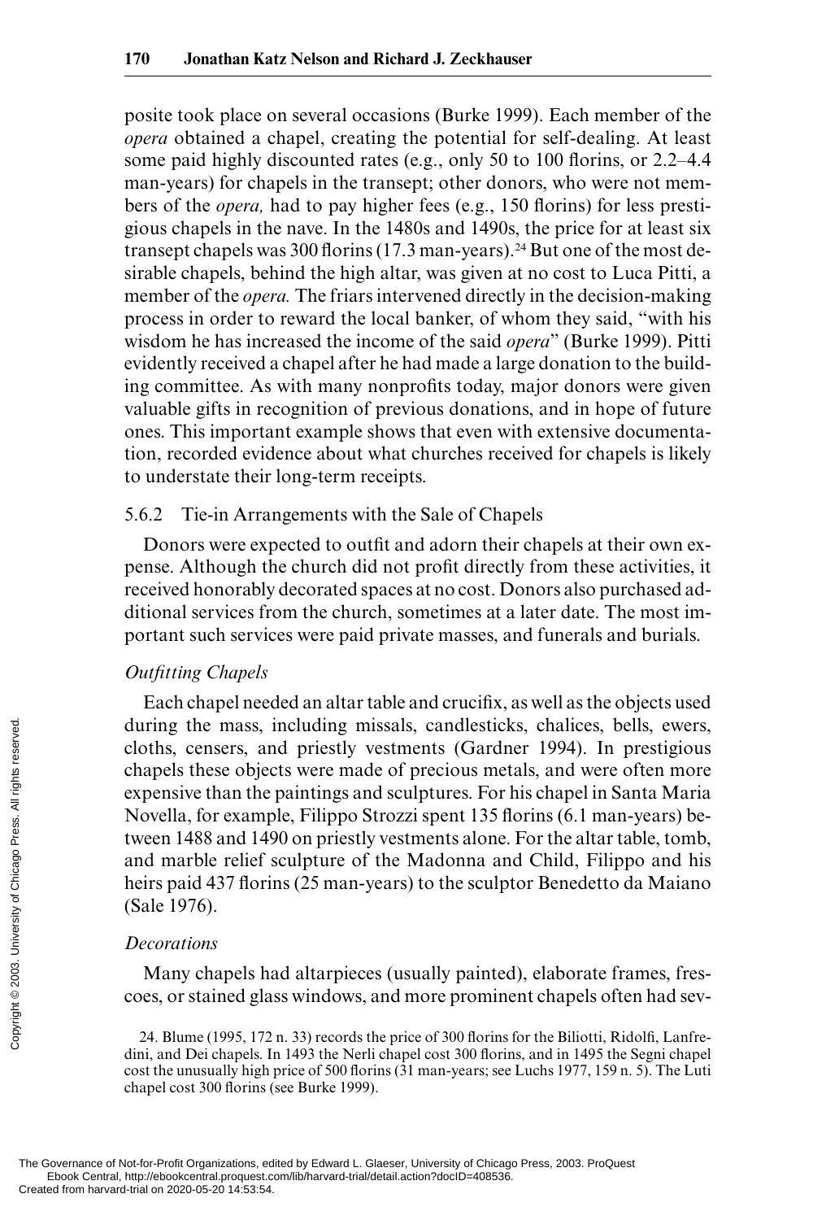posite took place on several occasions (Burke 1999). Each member of the *opera* obtained a chapel, creating the potential for self-dealing. At least some paid highly discounted rates (e.g., only 50 to 100 florins, or 2.2–4.4 man-years) for chapels in the transept; other donors, who were not members of the *opera,* had to pay higher fees (e.g., 150 florins) for less prestigious chapels in the nave. In the 1480s and 1490s, the price for at least six transept chapels was 300 florins (17.3 man-years).[24] But one of the most desirable chapels, behind the high altar, was given at no cost to Luca Pitti, a member of the *opera.* The friars intervened directly in the decision-making process in order to reward the local banker, of whom they said, "with his wisdom he has increased the income of the said *opera*" (Burke 1999). Pitti evidently received a chapel after he had made a large donation to the building committee. As with many nonprofits today, major donors were given valuable gifts in recognition of previous donations, and in hope of future ones. This important example shows that even with extensive documentation, recorded evidence about what churches received for chapels is likely to understate their long-term receipts.

### 5.6.2 Tie-in Arrangements with the Sale of Chapels

Donors were expected to outfit and adorn their chapels at their own expense. Although the church did not profit directly from these activities, it received honorably decorated spaces at no cost. Donors also purchased additional services from the church, sometimes at a later date. The most important such services were paid private masses, and funerals and burials.

*Outfitting Chapels*

Each chapel needed an altar table and crucifix, as well as the objects used during the mass, including missals, candlesticks, chalices, bells, ewers, cloths, censers, and priestly vestments (Gardner 1994). In prestigious chapels these objects were made of precious metals, and were often more expensive than the paintings and sculptures. For his chapel in Santa Maria Novella, for example, Filippo Strozzi spent 135 florins (6.1 man-years) between 1488 and 1490 on priestly vestments alone. For the altar table, tomb, and marble relief sculpture of the Madonna and Child, Filippo and his heirs paid 437 florins (25 man-years) to the sculptor Benedetto da Maiano (Sale 1976).

*Decorations*

Many chapels had altarpieces (usually painted), elaborate frames, frescoes, or stained glass windows, and more prominent chapels often had sev-

24. Blume (1995, 172 n. 33) records the price of 300 florins for the Biliotti, Ridolfi, Lanfredini, and Dei chapels. In 1493 the Nerli chapel cost 300 florins, and in 1495 the Segni chapel cost the unusually high price of 500 florins (31 man-years; see Luchs 1977, 159 n. 5). The Luti chapel cost 300 florins (see Burke 1999).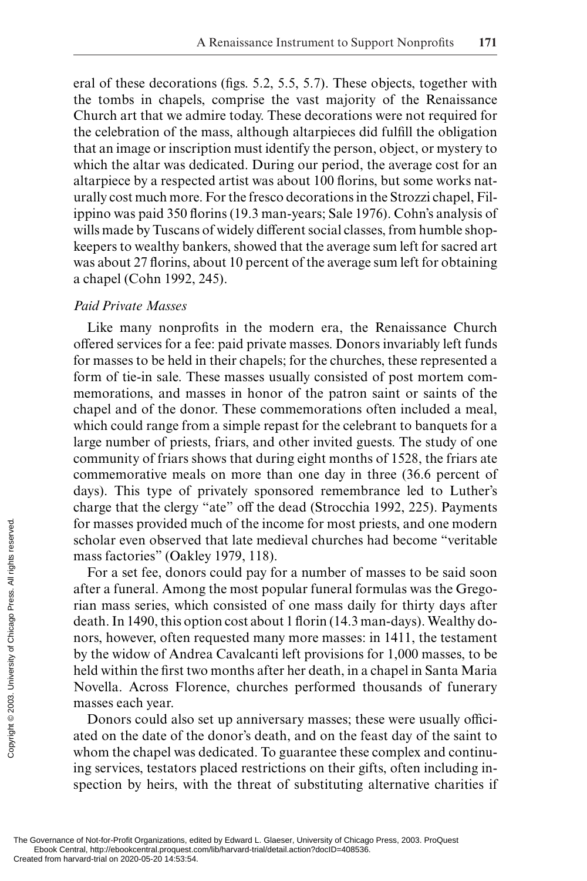eral of these decorations (figs. 5.2, 5.5, 5.7). These objects, together with the tombs in chapels, comprise the vast majority of the Renaissance Church art that we admire today. These decorations were not required for the celebration of the mass, although altarpieces did fulfill the obligation that an image or inscription must identify the person, object, or mystery to which the altar was dedicated. During our period, the average cost for an altarpiece by a respected artist was about 100 florins, but some works naturally cost much more. For the fresco decorations in the Strozzi chapel, Filippino was paid 350 florins (19.3 man-years; Sale 1976). Cohn's analysis of wills made by Tuscans of widely different social classes, from humble shopkeepers to wealthy bankers, showed that the average sum left for sacred art was about 27 florins, about 10 percent of the average sum left for obtaining a chapel (Cohn 1992, 245).

*Paid Private Masses*

Like many nonprofits in the modern era, the Renaissance Church offered services for a fee: paid private masses. Donors invariably left funds for masses to be held in their chapels; for the churches, these represented a form of tie-in sale. These masses usually consisted of post mortem commemorations, and masses in honor of the patron saint or saints of the chapel and of the donor. These commemorations often included a meal, which could range from a simple repast for the celebrant to banquets for a large number of priests, friars, and other invited guests. The study of one community of friars shows that during eight months of 1528, the friars ate commemorative meals on more than one day in three (36.6 percent of days). This type of privately sponsored remembrance led to Luther's charge that the clergy "ate" off the dead (Strocchia 1992, 225). Payments for masses provided much of the income for most priests, and one modern scholar even observed that late medieval churches had become "veritable mass factories" (Oakley 1979, 118).

For a set fee, donors could pay for a number of masses to be said soon after a funeral. Among the most popular funeral formulas was the Gregorian mass series, which consisted of one mass daily for thirty days after death. In 1490, this option cost about 1 florin (14.3 man-days). Wealthy donors, however, often requested many more masses: in 1411, the testament by the widow of Andrea Cavalcanti left provisions for 1,000 masses, to be held within the first two months after her death, in a chapel in Santa Maria Novella. Across Florence, churches performed thousands of funerary masses each year.

Donors could also set up anniversary masses; these were usually officiated on the date of the donor's death, and on the feast day of the saint to whom the chapel was dedicated. To guarantee these complex and continuing services, testators placed restrictions on their gifts, often including inspection by heirs, with the threat of substituting alternative charities if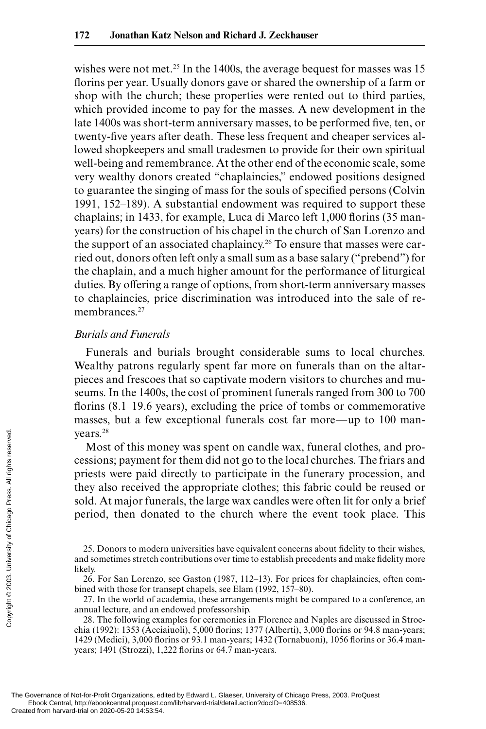wishes were not met.[25] In the 1400s, the average bequest for masses was 15 florins per year. Usually donors gave or shared the ownership of a farm or shop with the church; these properties were rented out to third parties, which provided income to pay for the masses. A new development in the late 1400s was short-term anniversary masses, to be performed five, ten, or twenty-five years after death. These less frequent and cheaper services allowed shopkeepers and small tradesmen to provide for their own spiritual well-being and remembrance. At the other end of the economic scale, some very wealthy donors created "chaplaincies," endowed positions designed to guarantee the singing of mass for the souls of specified persons (Colvin 1991, 152–189). A substantial endowment was required to support these chaplains; in 1433, for example, Luca di Marco left 1,000 florins (35 man-years) for the construction of his chapel in the church of San Lorenzo and the support of an associated chaplaincy.[26] To ensure that masses were carried out, donors often left only a small sum as a base salary ("prebend") for the chaplain, and a much higher amount for the performance of liturgical duties. By offering a range of options, from short-term anniversary masses to chaplaincies, price discrimination was introduced into the sale of remembrances.[27]

### *Burials and Funerals*

Funerals and burials brought considerable sums to local churches. Wealthy patrons regularly spent far more on funerals than on the altarpieces and frescoes that so captivate modern visitors to churches and museums. In the 1400s, the cost of prominent funerals ranged from 300 to 700 florins (8.1–19.6 years), excluding the price of tombs or commemorative masses, but a few exceptional funerals cost far more—up to 100 man-years.[28]

Most of this money was spent on candle wax, funeral clothes, and processions; payment for them did not go to the local churches. The friars and priests were paid directly to participate in the funerary procession, and they also received the appropriate clothes; this fabric could be reused or sold. At major funerals, the large wax candles were often lit for only a brief period, then donated to the church where the event took place. This

25. Donors to modern universities have equivalent concerns about fidelity to their wishes, and sometimes stretch contributions over time to establish precedents and make fidelity more likely.

26. For San Lorenzo, see Gaston (1987, 112–13). For prices for chaplaincies, often combined with those for transept chapels, see Elam (1992, 157–80).

27. In the world of academia, these arrangements might be compared to a conference, an annual lecture, and an endowed professorship.

28. The following examples for ceremonies in Florence and Naples are discussed in Strocchia (1992): 1353 (Acciaiuoli), 5,000 florins; 1377 (Alberti), 3,000 florins or 94.8 man-years; 1429 (Medici), 3,000 florins or 93.1 man-years; 1432 (Tornabuoni), 1056 florins or 36.4 man-years; 1491 (Strozzi), 1,222 florins or 64.7 man-years.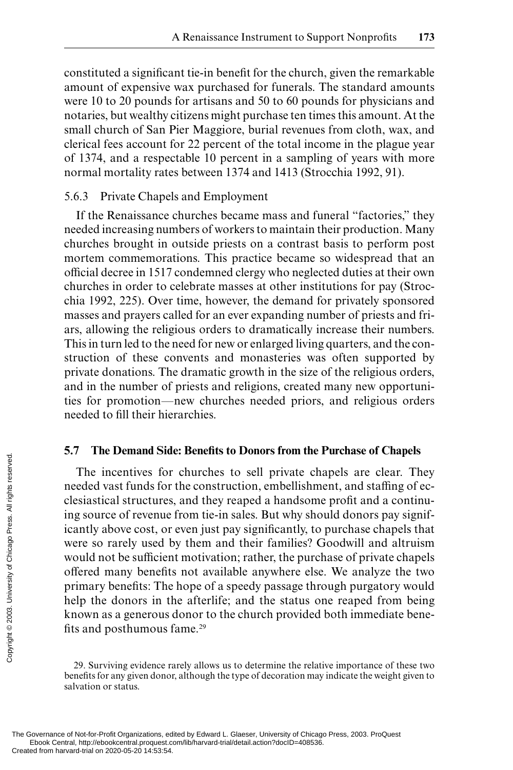constituted a significant tie-in benefit for the church, given the remarkable amount of expensive wax purchased for funerals. The standard amounts were 10 to 20 pounds for artisans and 50 to 60 pounds for physicians and notaries, but wealthy citizens might purchase ten times this amount. At the small church of San Pier Maggiore, burial revenues from cloth, wax, and clerical fees account for 22 percent of the total income in the plague year of 1374, and a respectable 10 percent in a sampling of years with more normal mortality rates between 1374 and 1413 (Strocchia 1992, 91).

### 5.6.3 Private Chapels and Employment

If the Renaissance churches became mass and funeral "factories," they needed increasing numbers of workers to maintain their production. Many churches brought in outside priests on a contrast basis to perform post mortem commemorations. This practice became so widespread that an official decree in 1517 condemned clergy who neglected duties at their own churches in order to celebrate masses at other institutions for pay (Strocchia 1992, 225). Over time, however, the demand for privately sponsored masses and prayers called for an ever expanding number of priests and friars, allowing the religious orders to dramatically increase their numbers. This in turn led to the need for new or enlarged living quarters, and the construction of these convents and monasteries was often supported by private donations. The dramatic growth in the size of the religious orders, and in the number of priests and religions, created many new opportunities for promotion—new churches needed priors, and religious orders needed to fill their hierarchies.

## 5.7 The Demand Side: Benefits to Donors from the Purchase of Chapels

The incentives for churches to sell private chapels are clear. They needed vast funds for the construction, embellishment, and staffing of ecclesiastical structures, and they reaped a handsome profit and a continuing source of revenue from tie-in sales. But why should donors pay significantly above cost, or even just pay significantly, to purchase chapels that were so rarely used by them and their families? Goodwill and altruism would not be sufficient motivation; rather, the purchase of private chapels offered many benefits not available anywhere else. We analyze the two primary benefits: The hope of a speedy passage through purgatory would help the donors in the afterlife; and the status one reaped from being known as a generous donor to the church provided both immediate benefits and posthumous fame.[29]

29. Surviving evidence rarely allows us to determine the relative importance of these two benefits for any given donor, although the type of decoration may indicate the weight given to salvation or status.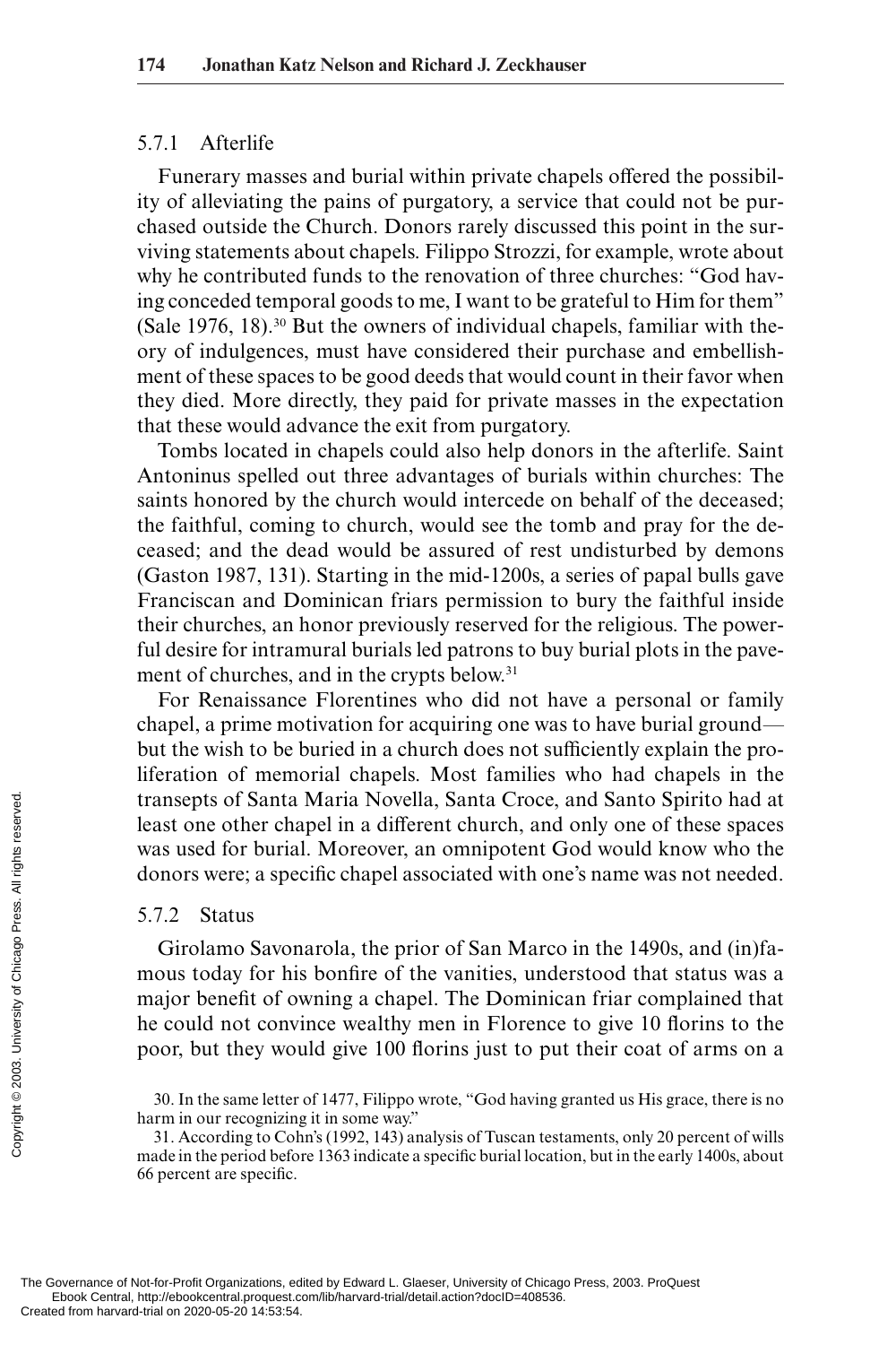### 5.7.1 Afterlife

Funerary masses and burial within private chapels offered the possibility of alleviating the pains of purgatory, a service that could not be purchased outside the Church. Donors rarely discussed this point in the surviving statements about chapels. Filippo Strozzi, for example, wrote about why he contributed funds to the renovation of three churches: "God having conceded temporal goods to me, I want to be grateful to Him for them" (Sale 1976, 18).[30] But the owners of individual chapels, familiar with theory of indulgences, must have considered their purchase and embellishment of these spaces to be good deeds that would count in their favor when they died. More directly, they paid for private masses in the expectation that these would advance the exit from purgatory.

Tombs located in chapels could also help donors in the afterlife. Saint Antoninus spelled out three advantages of burials within churches: The saints honored by the church would intercede on behalf of the deceased; the faithful, coming to church, would see the tomb and pray for the deceased; and the dead would be assured of rest undisturbed by demons (Gaston 1987, 131). Starting in the mid-1200s, a series of papal bulls gave Franciscan and Dominican friars permission to bury the faithful inside their churches, an honor previously reserved for the religious. The powerful desire for intramural burials led patrons to buy burial plots in the pavement of churches, and in the crypts below.[31]

For Renaissance Florentines who did not have a personal or family chapel, a prime motivation for acquiring one was to have burial ground—but the wish to be buried in a church does not sufficiently explain the proliferation of memorial chapels. Most families who had chapels in the transepts of Santa Maria Novella, Santa Croce, and Santo Spirito had at least one other chapel in a different church, and only one of these spaces was used for burial. Moreover, an omnipotent God would know who the donors were; a specific chapel associated with one's name was not needed.

### 5.7.2 Status

Girolamo Savonarola, the prior of San Marco in the 1490s, and (in)famous today for his bonfire of the vanities, understood that status was a major benefit of owning a chapel. The Dominican friar complained that he could not convince wealthy men in Florence to give 10 florins to the poor, but they would give 100 florins just to put their coat of arms on a

30. In the same letter of 1477, Filippo wrote, "God having granted us His grace, there is no harm in our recognizing it in some way."

31. According to Cohn's (1992, 143) analysis of Tuscan testaments, only 20 percent of wills made in the period before 1363 indicate a specific burial location, but in the early 1400s, about 66 percent are specific.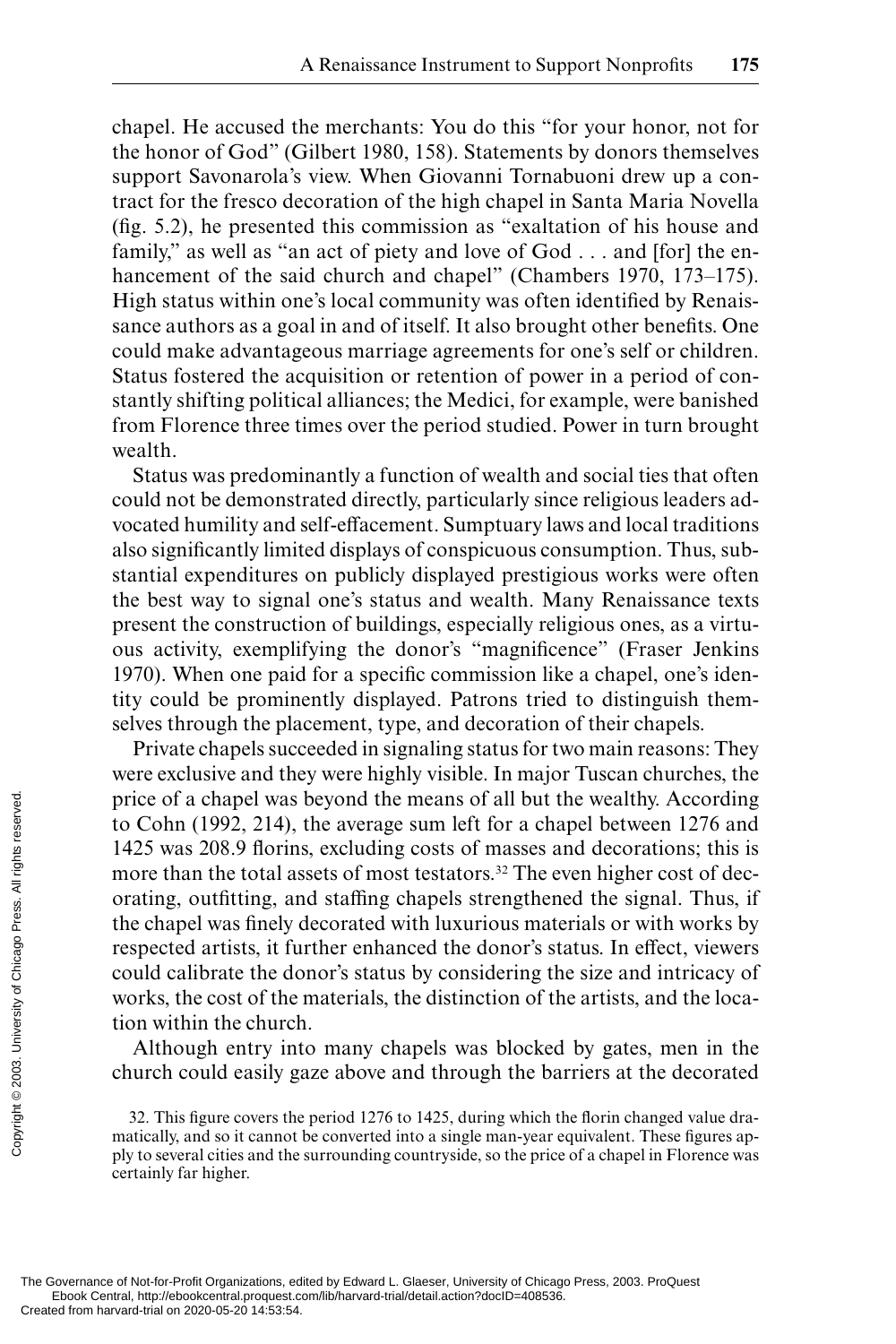chapel. He accused the merchants: You do this "for your honor, not for the honor of God" (Gilbert 1980, 158). Statements by donors themselves support Savonarola's view. When Giovanni Tornabuoni drew up a contract for the fresco decoration of the high chapel in Santa Maria Novella (fig. 5.2), he presented this commission as "exaltation of his house and family," as well as "an act of piety and love of God . . . and [for] the enhancement of the said church and chapel" (Chambers 1970, 173–175). High status within one's local community was often identified by Renaissance authors as a goal in and of itself. It also brought other benefits. One could make advantageous marriage agreements for one's self or children. Status fostered the acquisition or retention of power in a period of constantly shifting political alliances; the Medici, for example, were banished from Florence three times over the period studied. Power in turn brought wealth.

Status was predominantly a function of wealth and social ties that often could not be demonstrated directly, particularly since religious leaders advocated humility and self-effacement. Sumptuary laws and local traditions also significantly limited displays of conspicuous consumption. Thus, substantial expenditures on publicly displayed prestigious works were often the best way to signal one's status and wealth. Many Renaissance texts present the construction of buildings, especially religious ones, as a virtuous activity, exemplifying the donor's "magnificence" (Fraser Jenkins 1970). When one paid for a specific commission like a chapel, one's identity could be prominently displayed. Patrons tried to distinguish themselves through the placement, type, and decoration of their chapels.

Private chapels succeeded in signaling status for two main reasons: They were exclusive and they were highly visible. In major Tuscan churches, the price of a chapel was beyond the means of all but the wealthy. According to Cohn (1992, 214), the average sum left for a chapel between 1276 and 1425 was 208.9 florins, excluding costs of masses and decorations; this is more than the total assets of most testators.[32] The even higher cost of decorating, outfitting, and staffing chapels strengthened the signal. Thus, if the chapel was finely decorated with luxurious materials or with works by respected artists, it further enhanced the donor's status. In effect, viewers could calibrate the donor's status by considering the size and intricacy of works, the cost of the materials, the distinction of the artists, and the location within the church.

Although entry into many chapels was blocked by gates, men in the church could easily gaze above and through the barriers at the decorated

32. This figure covers the period 1276 to 1425, during which the florin changed value dramatically, and so it cannot be converted into a single man-year equivalent. These figures apply to several cities and the surrounding countryside, so the price of a chapel in Florence was certainly far higher.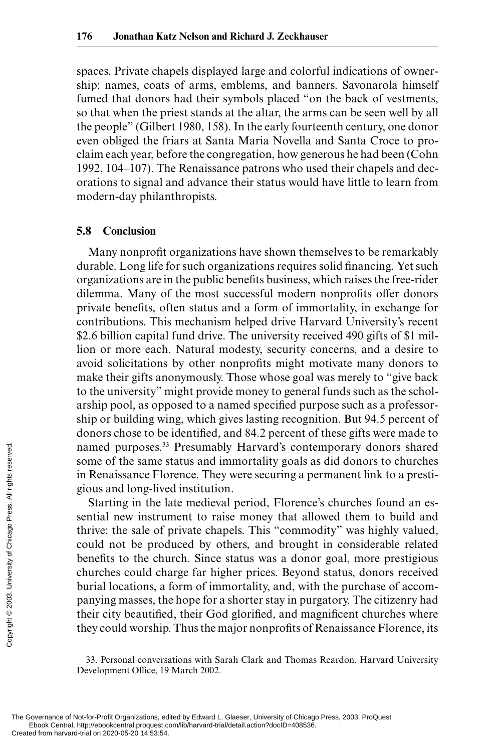spaces. Private chapels displayed large and colorful indications of ownership: names, coats of arms, emblems, and banners. Savonarola himself fumed that donors had their symbols placed "on the back of vestments, so that when the priest stands at the altar, the arms can be seen well by all the people" (Gilbert 1980, 158). In the early fourteenth century, one donor even obliged the friars at Santa Maria Novella and Santa Croce to proclaim each year, before the congregation, how generous he had been (Cohn 1992, 104–107). The Renaissance patrons who used their chapels and decorations to signal and advance their status would have little to learn from modern-day philanthropists.

## 5.8 Conclusion

Many nonprofit organizations have shown themselves to be remarkably durable. Long life for such organizations requires solid financing. Yet such organizations are in the public benefits business, which raises the free-rider dilemma. Many of the most successful modern nonprofits offer donors private benefits, often status and a form of immortality, in exchange for contributions. This mechanism helped drive Harvard University's recent \$2.6 billion capital fund drive. The university received 490 gifts of \$1 million or more each. Natural modesty, security concerns, and a desire to avoid solicitations by other nonprofits might motivate many donors to make their gifts anonymously. Those whose goal was merely to "give back to the university" might provide money to general funds such as the scholarship pool, as opposed to a named specified purpose such as a professorship or building wing, which gives lasting recognition. But 94.5 percent of donors chose to be identified, and 84.2 percent of these gifts were made to named purposes.[33] Presumably Harvard's contemporary donors shared some of the same status and immortality goals as did donors to churches in Renaissance Florence. They were securing a permanent link to a prestigious and long-lived institution.

Starting in the late medieval period, Florence's churches found an essential new instrument to raise money that allowed them to build and thrive: the sale of private chapels. This "commodity" was highly valued, could not be produced by others, and brought in considerable related benefits to the church. Since status was a donor goal, more prestigious churches could charge far higher prices. Beyond status, donors received burial locations, a form of immortality, and, with the purchase of accompanying masses, the hope for a shorter stay in purgatory. The citizenry had their city beautified, their God glorified, and magnificent churches where they could worship. Thus the major nonprofits of Renaissance Florence, its

33. Personal conversations with Sarah Clark and Thomas Reardon, Harvard University Development Office, 19 March 2002.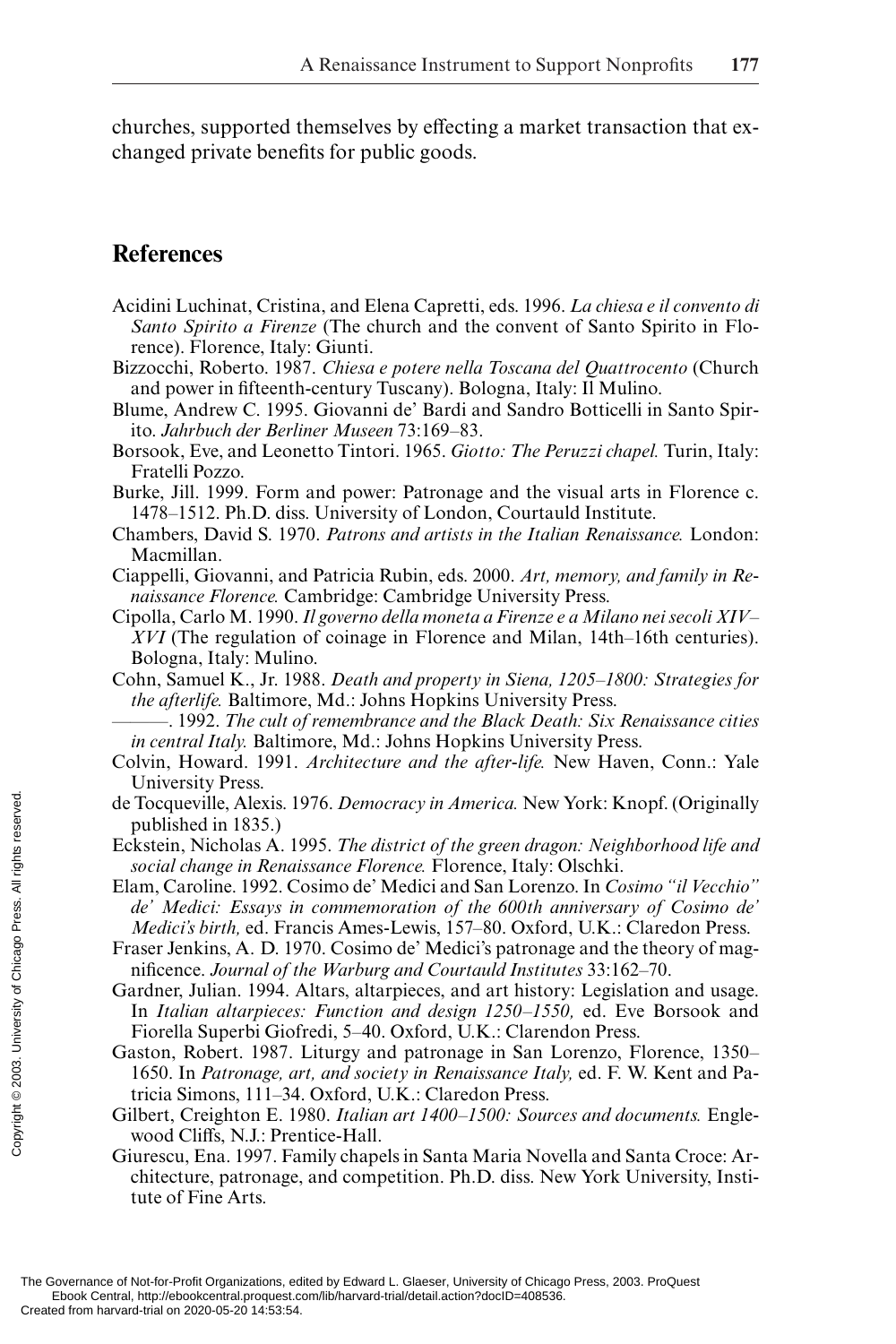churches, supported themselves by effecting a market transaction that exchanged private benefits for public goods.

## References

Acidini Luchinat, Cristina, and Elena Capretti, eds. 1996. *La chiesa e il convento di Santo Spirito a Firenze* (The church and the convent of Santo Spirito in Florence). Florence, Italy: Giunti.

Bizzocchi, Roberto. 1987. *Chiesa e potere nella Toscana del Quattrocento* (Church and power in fifteenth-century Tuscany). Bologna, Italy: Il Mulino.

Blume, Andrew C. 1995. Giovanni de' Bardi and Sandro Botticelli in Santo Spirito. *Jahrbuch der Berliner Museen* 73:169–83.

Borsook, Eve, and Leonetto Tintori. 1965. *Giotto: The Peruzzi chapel.* Turin, Italy: Fratelli Pozzo.

Burke, Jill. 1999. Form and power: Patronage and the visual arts in Florence c. 1478–1512. Ph.D. diss. University of London, Courtauld Institute.

Chambers, David S. 1970. *Patrons and artists in the Italian Renaissance.* London: Macmillan.

Ciappelli, Giovanni, and Patricia Rubin, eds. 2000. *Art, memory, and family in Renaissance Florence.* Cambridge: Cambridge University Press.

Cipolla, Carlo M. 1990. *Il governo della moneta a Firenze e a Milano nei secoli XIV–XVI* (The regulation of coinage in Florence and Milan, 14th–16th centuries). Bologna, Italy: Mulino.

Cohn, Samuel K., Jr. 1988. *Death and property in Siena, 1205–1800: Strategies for the afterlife.* Baltimore, Md.: Johns Hopkins University Press.

———. 1992. *The cult of remembrance and the Black Death: Six Renaissance cities in central Italy.* Baltimore, Md.: Johns Hopkins University Press.

Colvin, Howard. 1991. *Architecture and the after-life.* New Haven, Conn.: Yale University Press.

de Tocqueville, Alexis. 1976. *Democracy in America.* New York: Knopf. (Originally published in 1835.)

Eckstein, Nicholas A. 1995. *The district of the green dragon: Neighborhood life and social change in Renaissance Florence.* Florence, Italy: Olschki.

Elam, Caroline. 1992. Cosimo de' Medici and San Lorenzo. In *Cosimo "il Vecchio" de' Medici: Essays in commemoration of the 600th anniversary of Cosimo de' Medici's birth,* ed. Francis Ames-Lewis, 157–80. Oxford, U.K.: Claredon Press.

Fraser Jenkins, A. D. 1970. Cosimo de' Medici's patronage and the theory of magnificence. *Journal of the Warburg and Courtauld Institutes* 33:162–70.

Gardner, Julian. 1994. Altars, altarpieces, and art history: Legislation and usage. In *Italian altarpieces: Function and design 1250–1550,* ed. Eve Borsook and Fiorella Superbi Giofredi, 5–40. Oxford, U.K.: Clarendon Press.

Gaston, Robert. 1987. Liturgy and patronage in San Lorenzo, Florence, 1350–1650. In *Patronage, art, and society in Renaissance Italy,* ed. F. W. Kent and Patricia Simons, 111–34. Oxford, U.K.: Claredon Press.

Gilbert, Creighton E. 1980. *Italian art 1400–1500: Sources and documents.* Englewood Cliffs, N.J.: Prentice-Hall.

Giurescu, Ena. 1997. Family chapels in Santa Maria Novella and Santa Croce: Architecture, patronage, and competition. Ph.D. diss. New York University, Institute of Fine Arts.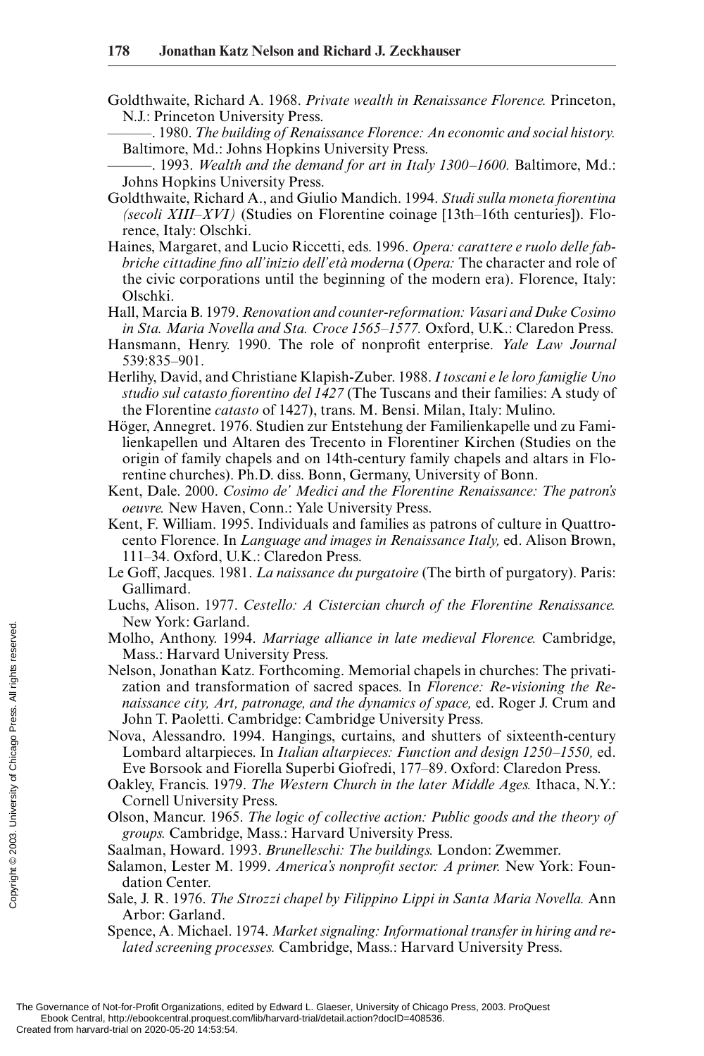Goldthwaite, Richard A. 1968. *Private wealth in Renaissance Florence.* Princeton, N.J.: Princeton University Press.

———. 1980. *The building of Renaissance Florence: An economic and social history.* Baltimore, Md.: Johns Hopkins University Press.

———. 1993. *Wealth and the demand for art in Italy 1300–1600.* Baltimore, Md.: Johns Hopkins University Press.

Goldthwaite, Richard A., and Giulio Mandich. 1994. *Studi sulla moneta fiorentina (secoli XIII–XVI)* (Studies on Florentine coinage [13th–16th centuries]). Florence, Italy: Olschki.

Haines, Margaret, and Lucio Riccetti, eds. 1996. *Opera: carattere e ruolo delle fabbriche cittadine fino all'inizio dell'età moderna* (*Opera:* The character and role of the civic corporations until the beginning of the modern era). Florence, Italy: Olschki.

Hall, Marcia B. 1979. *Renovation and counter-reformation: Vasari and Duke Cosimo in Sta. Maria Novella and Sta. Croce 1565–1577.* Oxford, U.K.: Claredon Press.

Hansmann, Henry. 1990. The role of nonprofit enterprise. *Yale Law Journal* 539:835–901.

Herlihy, David, and Christiane Klapish-Zuber. 1988. *I toscani e le loro famiglie Uno studio sul catasto fiorentino del 1427* (The Tuscans and their families: A study of the Florentine *catasto* of 1427), trans. M. Bensi. Milan, Italy: Mulino.

Höger, Annegret. 1976. Studien zur Entstehung der Familienkapelle und zu Familienkapellen und Altaren des Trecento in Florentiner Kirchen (Studies on the origin of family chapels and on 14th-century family chapels and altars in Florentine churches). Ph.D. diss. Bonn, Germany, University of Bonn.

Kent, Dale. 2000. *Cosimo de' Medici and the Florentine Renaissance: The patron's oeuvre.* New Haven, Conn.: Yale University Press.

Kent, F. William. 1995. Individuals and families as patrons of culture in Quattrocento Florence. In *Language and images in Renaissance Italy,* ed. Alison Brown, 111–34. Oxford, U.K.: Claredon Press.

Le Goff, Jacques. 1981. *La naissance du purgatoire* (The birth of purgatory). Paris: Gallimard.

Luchs, Alison. 1977. *Cestello: A Cistercian church of the Florentine Renaissance.* New York: Garland.

Molho, Anthony. 1994. *Marriage alliance in late medieval Florence.* Cambridge, Mass.: Harvard University Press.

Nelson, Jonathan Katz. Forthcoming. Memorial chapels in churches: The privatization and transformation of sacred spaces. In *Florence: Re-visioning the Renaissance city, Art, patronage, and the dynamics of space,* ed. Roger J. Crum and John T. Paoletti. Cambridge: Cambridge University Press.

Nova, Alessandro. 1994. Hangings, curtains, and shutters of sixteenth-century Lombard altarpieces. In *Italian altarpieces: Function and design 1250–1550,* ed. Eve Borsook and Fiorella Superbi Giofredi, 177–89. Oxford: Claredon Press.

Oakley, Francis. 1979. *The Western Church in the later Middle Ages.* Ithaca, N.Y.: Cornell University Press.

Olson, Mancur. 1965. *The logic of collective action: Public goods and the theory of groups.* Cambridge, Mass.: Harvard University Press.

Saalman, Howard. 1993. *Brunelleschi: The buildings.* London: Zwemmer.

Salamon, Lester M. 1999. *America's nonprofit sector: A primer.* New York: Foundation Center.

Sale, J. R. 1976. *The Strozzi chapel by Filippino Lippi in Santa Maria Novella.* Ann Arbor: Garland.

Spence, A. Michael. 1974. *Market signaling: Informational transfer in hiring and related screening processes.* Cambridge, Mass.: Harvard University Press.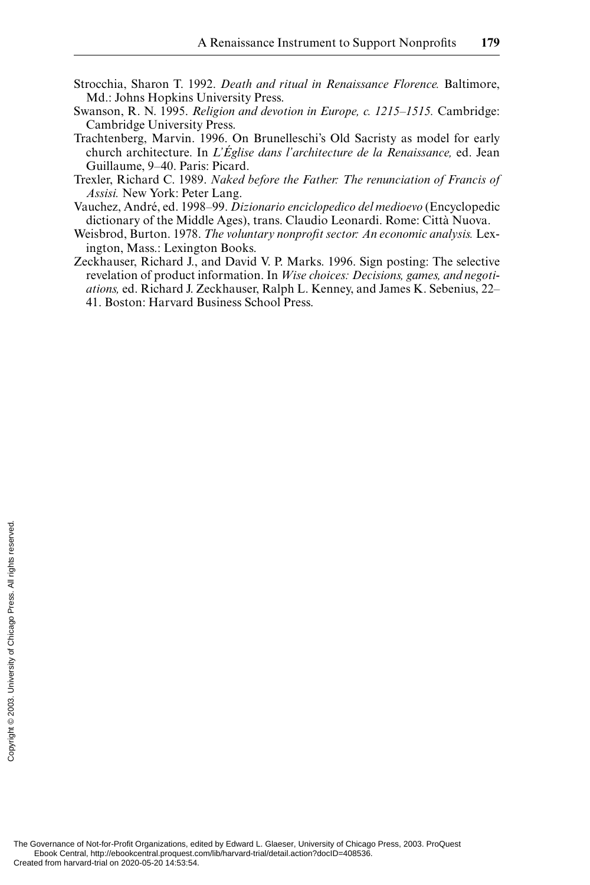Strocchia, Sharon T. 1992. *Death and ritual in Renaissance Florence.* Baltimore, Md.: Johns Hopkins University Press.

Swanson, R. N. 1995. *Religion and devotion in Europe, c. 1215–1515.* Cambridge: Cambridge University Press.

Trachtenberg, Marvin. 1996. On Brunelleschi's Old Sacristy as model for early church architecture. In *L'Église dans l'architecture de la Renaissance,* ed. Jean Guillaume, 9–40. Paris: Picard.

Trexler, Richard C. 1989. *Naked before the Father: The renunciation of Francis of Assisi.* New York: Peter Lang.

Vauchez, André, ed. 1998–99. *Dizionario enciclopedico del medioevo* (Encyclopedic dictionary of the Middle Ages), trans. Claudio Leonardi. Rome: Città Nuova.

Weisbrod, Burton. 1978. *The voluntary nonprofit sector: An economic analysis.* Lexington, Mass.: Lexington Books.

Zeckhauser, Richard J., and David V. P. Marks. 1996. Sign posting: The selective revelation of product information. In *Wise choices: Decisions, games, and negotiations,* ed. Richard J. Zeckhauser, Ralph L. Kenney, and James K. Sebenius, 22–41. Boston: Harvard Business School Press.